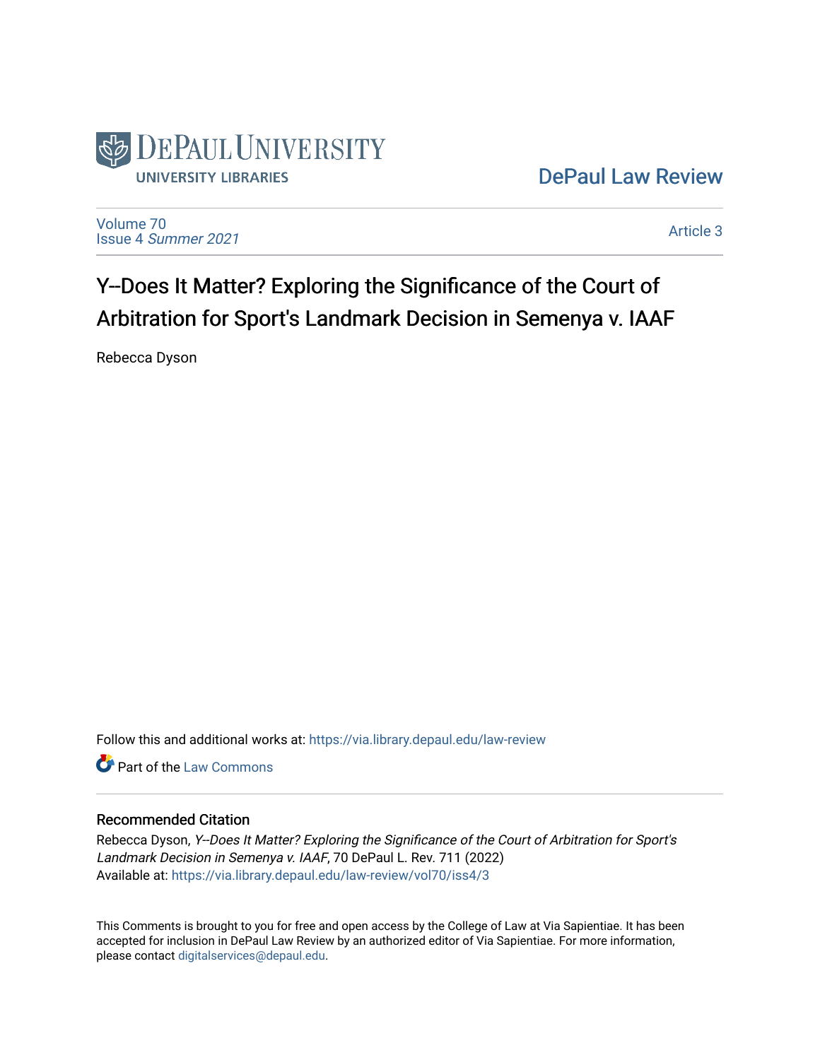DePaul University Libraries

DePaul Law Review

Volume 70
Issue 4 *Summer 2021*

Article 3

# Y--Does It Matter? Exploring the Significance of the Court of Arbitration for Sport's Landmark Decision in Semenya v. IAAF

Rebecca Dyson

Follow this and additional works at: https://via.library.depaul.edu/law-review

Part of the Law Commons

## Recommended Citation

Rebecca Dyson, *Y--Does It Matter? Exploring the Significance of the Court of Arbitration for Sport's Landmark Decision in Semenya v. IAAF*, 70 DePaul L. Rev. 711 (2022)
Available at: https://via.library.depaul.edu/law-review/vol70/iss4/3

This Comments is brought to you for free and open access by the College of Law at Via Sapientiae. It has been accepted for inclusion in DePaul Law Review by an authorized editor of Via Sapientiae. For more information, please contact digitalservices@depaul.edu.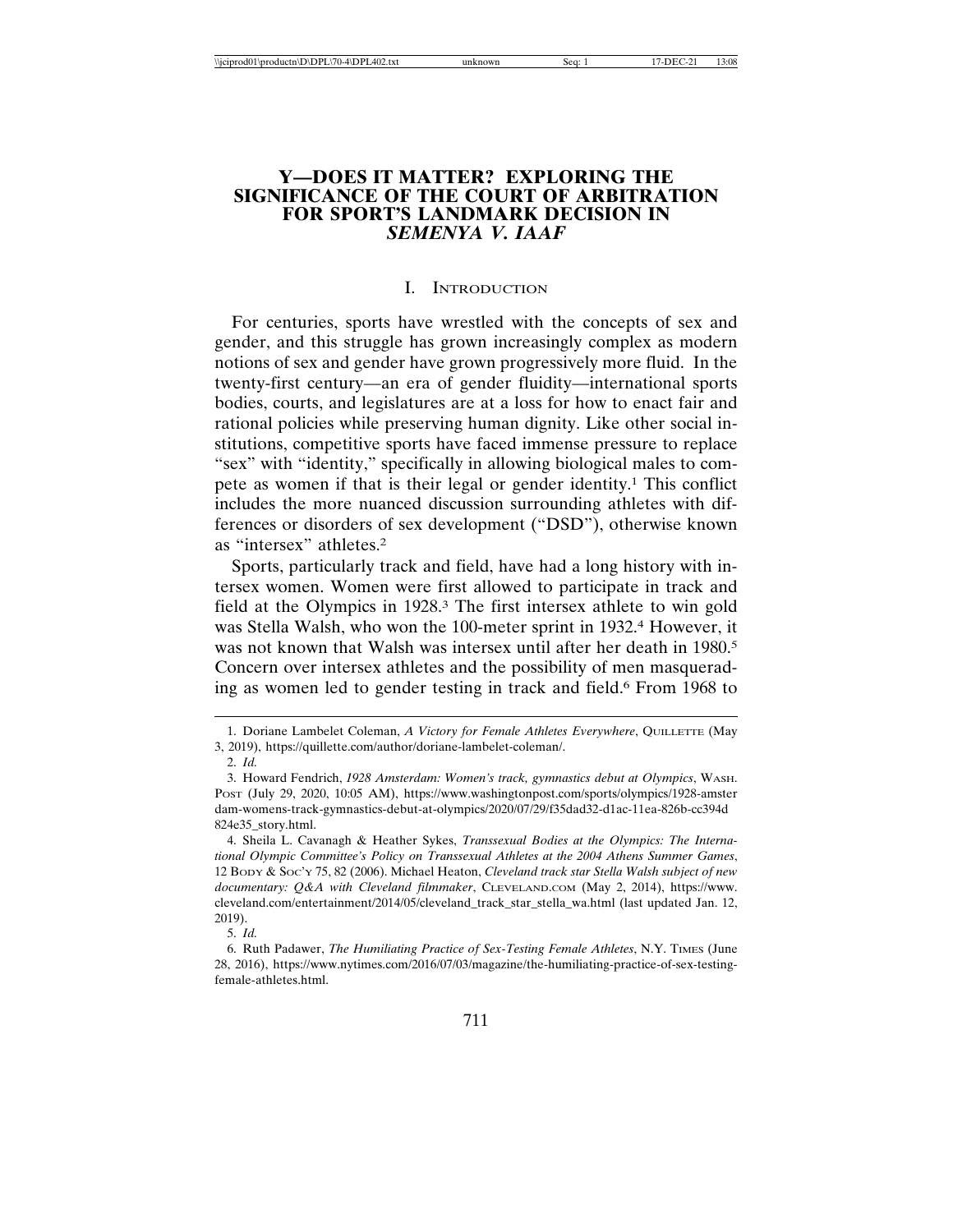# Y—DOES IT MATTER? EXPLORING THE SIGNIFICANCE OF THE COURT OF ARBITRATION FOR SPORT'S LANDMARK DECISION IN *SEMENYA V. IAAF*

## I. Introduction

For centuries, sports have wrestled with the concepts of sex and gender, and this struggle has grown increasingly complex as modern notions of sex and gender have grown progressively more fluid. In the twenty-first century—an era of gender fluidity—international sports bodies, courts, and legislatures are at a loss for how to enact fair and rational policies while preserving human dignity. Like other social institutions, competitive sports have faced immense pressure to replace "sex" with "identity," specifically in allowing biological males to compete as women if that is their legal or gender identity.[1] This conflict includes the more nuanced discussion surrounding athletes with differences or disorders of sex development ("DSD"), otherwise known as "intersex" athletes.[2]

Sports, particularly track and field, have had a long history with intersex women. Women were first allowed to participate in track and field at the Olympics in 1928.[3] The first intersex athlete to win gold was Stella Walsh, who won the 100-meter sprint in 1932.[4] However, it was not known that Walsh was intersex until after her death in 1980.[5] Concern over intersex athletes and the possibility of men masquerading as women led to gender testing in track and field.[6] From 1968 to

---

1. Doriane Lambelet Coleman, *A Victory for Female Athletes Everywhere*, Quillette (May 3, 2019), https://quillette.com/author/doriane-lambelet-coleman/.

2. *Id.*

3. Howard Fendrich, *1928 Amsterdam: Women's track, gymnastics debut at Olympics*, Wash. Post (July 29, 2020, 10:05 AM), https://www.washingtonpost.com/sports/olympics/1928-amsterdam-womens-track-gymnastics-debut-at-olympics/2020/07/29/f35dad32-d1ac-11ea-826b-cc394d824e35_story.html.

4. Sheila L. Cavanagh & Heather Sykes, *Transsexual Bodies at the Olympics: The International Olympic Committee's Policy on Transsexual Athletes at the 2004 Athens Summer Games*, 12 Body & Soc'y 75, 82 (2006). Michael Heaton, *Cleveland track star Stella Walsh subject of new documentary: Q&A with Cleveland filmmaker*, Cleveland.com (May 2, 2014), https://www.cleveland.com/entertainment/2014/05/cleveland_track_star_stella_wa.html (last updated Jan. 12, 2019).

5. *Id.*

6. Ruth Padawer, *The Humiliating Practice of Sex-Testing Female Athletes*, N.Y. Times (June 28, 2016), https://www.nytimes.com/2016/07/03/magazine/the-humiliating-practice-of-sex-testing-female-athletes.html.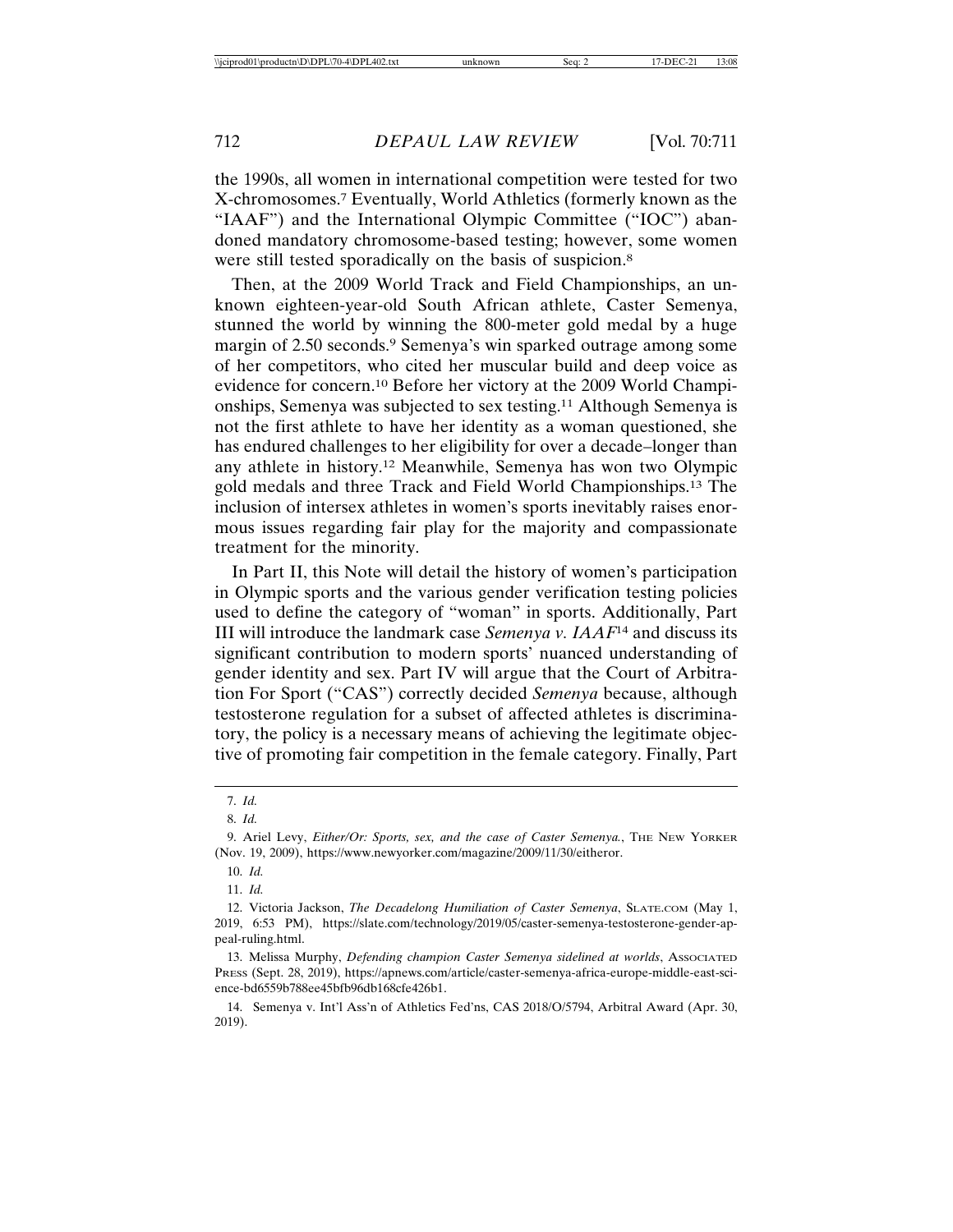the 1990s, all women in international competition were tested for two X-chromosomes.[7] Eventually, World Athletics (formerly known as the "IAAF") and the International Olympic Committee ("IOC") abandoned mandatory chromosome-based testing; however, some women were still tested sporadically on the basis of suspicion.[8]

Then, at the 2009 World Track and Field Championships, an unknown eighteen-year-old South African athlete, Caster Semenya, stunned the world by winning the 800-meter gold medal by a huge margin of 2.50 seconds.[9] Semenya's win sparked outrage among some of her competitors, who cited her muscular build and deep voice as evidence for concern.[10] Before her victory at the 2009 World Championships, Semenya was subjected to sex testing.[11] Although Semenya is not the first athlete to have her identity as a woman questioned, she has endured challenges to her eligibility for over a decade–longer than any athlete in history.[12] Meanwhile, Semenya has won two Olympic gold medals and three Track and Field World Championships.[13] The inclusion of intersex athletes in women's sports inevitably raises enormous issues regarding fair play for the majority and compassionate treatment for the minority.

In Part II, this Note will detail the history of women's participation in Olympic sports and the various gender verification testing policies used to define the category of "woman" in sports. Additionally, Part III will introduce the landmark case *Semenya v. IAAF*[14] and discuss its significant contribution to modern sports' nuanced understanding of gender identity and sex. Part IV will argue that the Court of Arbitration For Sport ("CAS") correctly decided *Semenya* because, although testosterone regulation for a subset of affected athletes is discriminatory, the policy is a necessary means of achieving the legitimate objective of promoting fair competition in the female category. Finally, Part

---

7. *Id.*

8. *Id.*

9. Ariel Levy, *Either/Or: Sports, sex, and the case of Caster Semenya.*, THE NEW YORKER (Nov. 19, 2009), https://www.newyorker.com/magazine/2009/11/30/eitheror.

10. *Id.*

11. *Id.*

12. Victoria Jackson, *The Decadelong Humiliation of Caster Semenya*, SLATE.COM (May 1, 2019, 6:53 PM), https://slate.com/technology/2019/05/caster-semenya-testosterone-gender-appeal-ruling.html.

13. Melissa Murphy, *Defending champion Caster Semenya sidelined at worlds*, ASSOCIATED PRESS (Sept. 28, 2019), https://apnews.com/article/caster-semenya-africa-europe-middle-east-science-bd6559b788ee45bfb96db168cfe426b1.

14. Semenya v. Int'l Ass'n of Athletics Fed'ns, CAS 2018/O/5794, Arbitral Award (Apr. 30, 2019).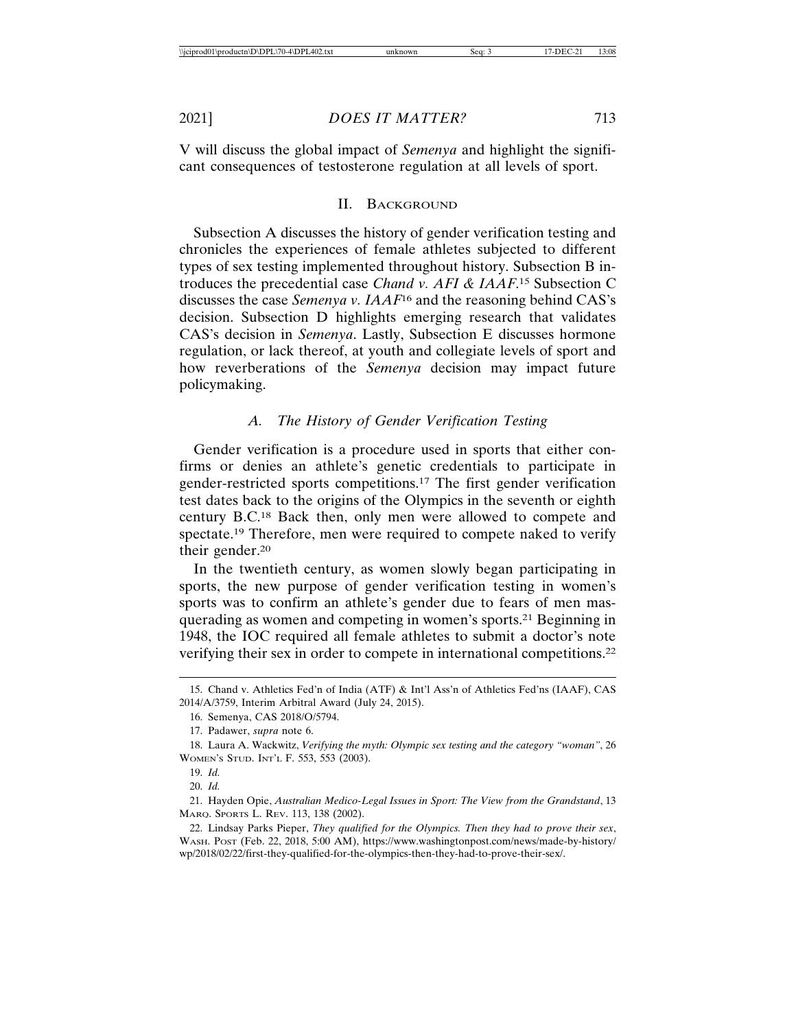V will discuss the global impact of *Semenya* and highlight the significant consequences of testosterone regulation at all levels of sport.

## II. Background

Subsection A discusses the history of gender verification testing and chronicles the experiences of female athletes subjected to different types of sex testing implemented throughout history. Subsection B introduces the precedential case *Chand v. AFI & IAAF*.[15] Subsection C discusses the case *Semenya v. IAAF*[16] and the reasoning behind CAS's decision. Subsection D highlights emerging research that validates CAS's decision in *Semenya*. Lastly, Subsection E discusses hormone regulation, or lack thereof, at youth and collegiate levels of sport and how reverberations of the *Semenya* decision may impact future policymaking.

### A. The History of Gender Verification Testing

Gender verification is a procedure used in sports that either confirms or denies an athlete's genetic credentials to participate in gender-restricted sports competitions.[17] The first gender verification test dates back to the origins of the Olympics in the seventh or eighth century B.C.[18] Back then, only men were allowed to compete and spectate.[19] Therefore, men were required to compete naked to verify their gender.[20]

In the twentieth century, as women slowly began participating in sports, the new purpose of gender verification testing in women's sports was to confirm an athlete's gender due to fears of men masquerading as women and competing in women's sports.[21] Beginning in 1948, the IOC required all female athletes to submit a doctor's note verifying their sex in order to compete in international competitions.[22]

---

15. Chand v. Athletics Fed'n of India (ATF) & Int'l Ass'n of Athletics Fed'ns (IAAF), CAS 2014/A/3759, Interim Arbitral Award (July 24, 2015).

16. Semenya, CAS 2018/O/5794.

17. Padawer, *supra* note 6.

18. Laura A. Wackwitz, *Verifying the myth: Olympic sex testing and the category "woman"*, 26 Women's Stud. Int'l F. 553, 553 (2003).

19. *Id.*

20. *Id.*

21. Hayden Opie, *Australian Medico-Legal Issues in Sport: The View from the Grandstand*, 13 Marq. Sports L. Rev. 113, 138 (2002).

22. Lindsay Parks Pieper, *They qualified for the Olympics. Then they had to prove their sex*, Wash. Post (Feb. 22, 2018, 5:00 AM), https://www.washingtonpost.com/news/made-by-history/wp/2018/02/22/first-they-qualified-for-the-olympics-then-they-had-to-prove-their-sex/.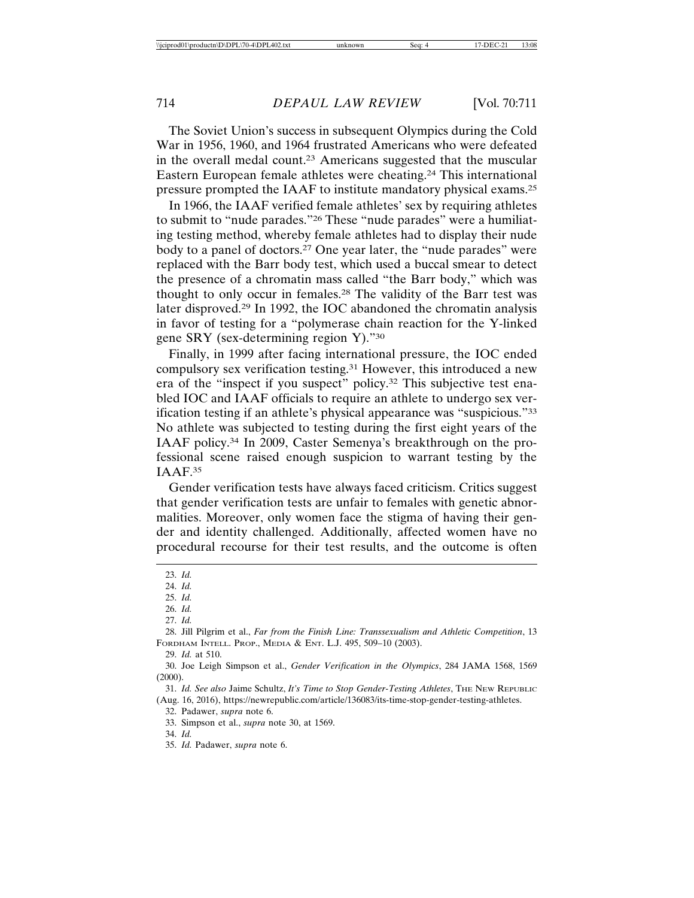The Soviet Union's success in subsequent Olympics during the Cold War in 1956, 1960, and 1964 frustrated Americans who were defeated in the overall medal count.[23] Americans suggested that the muscular Eastern European female athletes were cheating.[24] This international pressure prompted the IAAF to institute mandatory physical exams.[25]

In 1966, the IAAF verified female athletes' sex by requiring athletes to submit to "nude parades."[26] These "nude parades" were a humiliating testing method, whereby female athletes had to display their nude body to a panel of doctors.[27] One year later, the "nude parades" were replaced with the Barr body test, which used a buccal smear to detect the presence of a chromatin mass called "the Barr body," which was thought to only occur in females.[28] The validity of the Barr test was later disproved.[29] In 1992, the IOC abandoned the chromatin analysis in favor of testing for a "polymerase chain reaction for the Y-linked gene SRY (sex-determining region Y)."[30]

Finally, in 1999 after facing international pressure, the IOC ended compulsory sex verification testing.[31] However, this introduced a new era of the "inspect if you suspect" policy.[32] This subjective test enabled IOC and IAAF officials to require an athlete to undergo sex verification testing if an athlete's physical appearance was "suspicious."[33] No athlete was subjected to testing during the first eight years of the IAAF policy.[34] In 2009, Caster Semenya's breakthrough on the professional scene raised enough suspicion to warrant testing by the IAAF.[35]

Gender verification tests have always faced criticism. Critics suggest that gender verification tests are unfair to females with genetic abnormalities. Moreover, only women face the stigma of having their gender and identity challenged. Additionally, affected women have no procedural recourse for their test results, and the outcome is often

---

23. *Id.*
24. *Id.*
25. *Id.*
26. *Id.*
27. *Id.*
28. Jill Pilgrim et al., *Far from the Finish Line: Transsexualism and Athletic Competition*, 13 FORDHAM INTELL. PROP., MEDIA & ENT. L.J. 495, 509–10 (2003).
29. *Id.* at 510.
30. Joe Leigh Simpson et al., *Gender Verification in the Olympics*, 284 JAMA 1568, 1569 (2000).
31. *Id. See also* Jaime Schultz, *It's Time to Stop Gender-Testing Athletes*, THE NEW REPUBLIC (Aug. 16, 2016), https://newrepublic.com/article/136083/its-time-stop-gender-testing-athletes.
32. Padawer, *supra* note 6.
33. Simpson et al., *supra* note 30, at 1569.
34. *Id.*
35. *Id.* Padawer, *supra* note 6.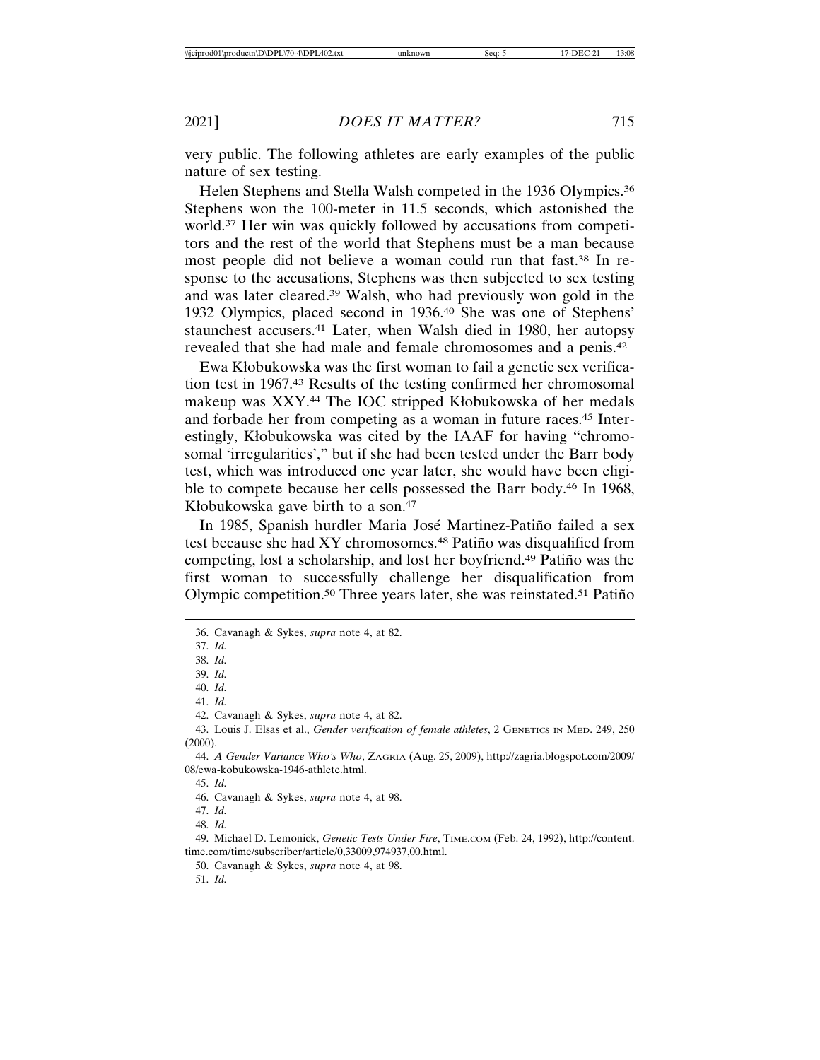very public. The following athletes are early examples of the public nature of sex testing.

Helen Stephens and Stella Walsh competed in the 1936 Olympics.[36] Stephens won the 100-meter in 11.5 seconds, which astonished the world.[37] Her win was quickly followed by accusations from competitors and the rest of the world that Stephens must be a man because most people did not believe a woman could run that fast.[38] In response to the accusations, Stephens was then subjected to sex testing and was later cleared.[39] Walsh, who had previously won gold in the 1932 Olympics, placed second in 1936.[40] She was one of Stephens' staunchest accusers.[41] Later, when Walsh died in 1980, her autopsy revealed that she had male and female chromosomes and a penis.[42]

Ewa Kłobukowska was the first woman to fail a genetic sex verification test in 1967.[43] Results of the testing confirmed her chromosomal makeup was XXY.[44] The IOC stripped Kłobukowska of her medals and forbade her from competing as a woman in future races.[45] Interestingly, Kłobukowska was cited by the IAAF for having "chromosomal 'irregularities'," but if she had been tested under the Barr body test, which was introduced one year later, she would have been eligible to compete because her cells possessed the Barr body.[46] In 1968, Kłobukowska gave birth to a son.[47]

In 1985, Spanish hurdler Maria José Martinez-Patiño failed a sex test because she had XY chromosomes.[48] Patiño was disqualified from competing, lost a scholarship, and lost her boyfriend.[49] Patiño was the first woman to successfully challenge her disqualification from Olympic competition.[50] Three years later, she was reinstated.[51] Patiño

---

36. Cavanagh & Sykes, *supra* note 4, at 82.

37. *Id.*

38. *Id.*

39. *Id.*

40. *Id.*

41. *Id.*

42. Cavanagh & Sykes, *supra* note 4, at 82.

43. Louis J. Elsas et al., *Gender verification of female athletes*, 2 GENETICS IN MED. 249, 250 (2000).

44. *A Gender Variance Who's Who*, ZAGRIA (Aug. 25, 2009), http://zagria.blogspot.com/2009/08/ewa-kobukowska-1946-athlete.html.

45. *Id.*

46. Cavanagh & Sykes, *supra* note 4, at 98.

47. *Id.*

48. *Id.*

49. Michael D. Lemonick, *Genetic Tests Under Fire*, TIME.COM (Feb. 24, 1992), http://content.time.com/time/subscriber/article/0,33009,974937,00.html.

50. Cavanagh & Sykes, *supra* note 4, at 98.

51. *Id.*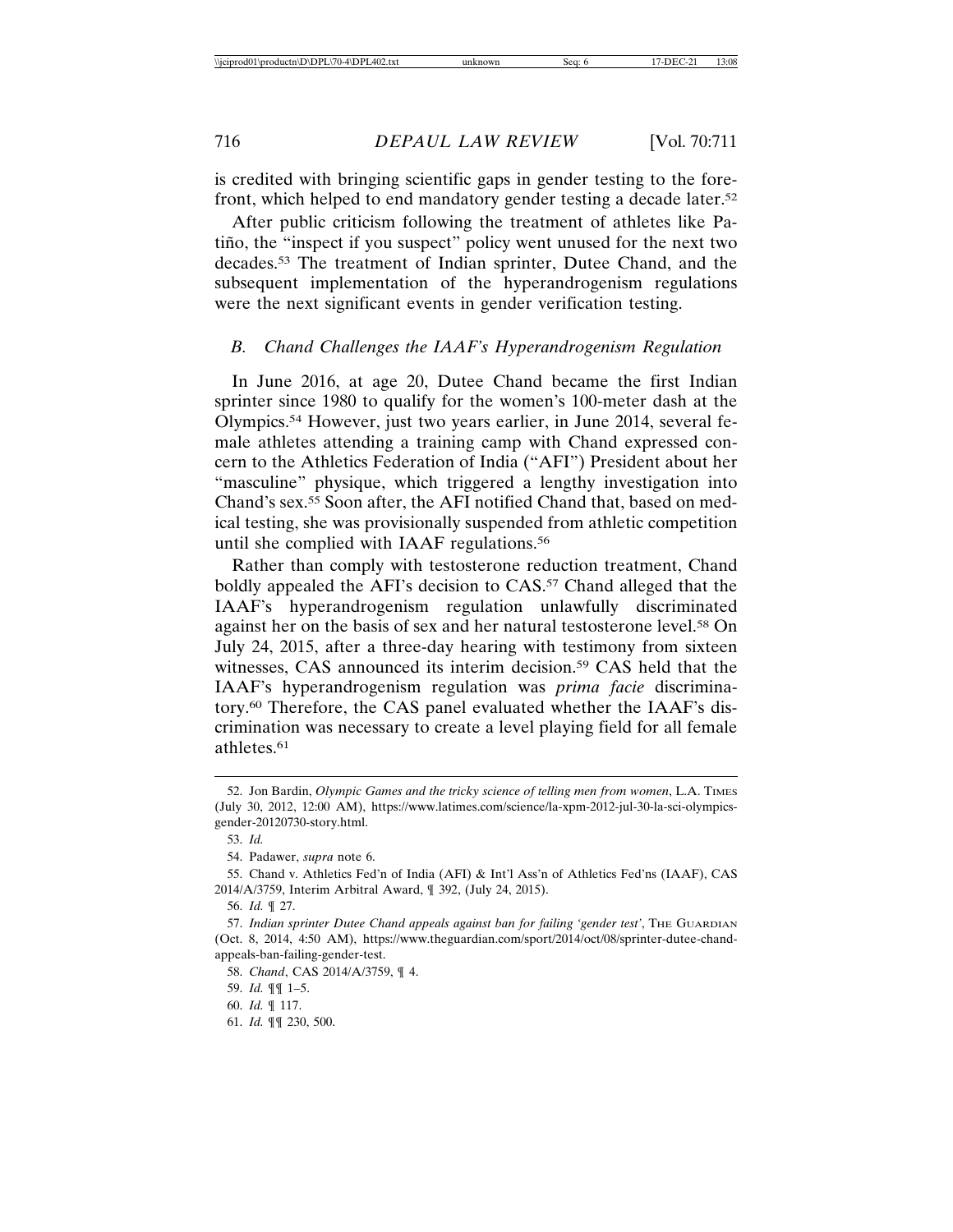is credited with bringing scientific gaps in gender testing to the forefront, which helped to end mandatory gender testing a decade later.[52]

After public criticism following the treatment of athletes like Patiño, the "inspect if you suspect" policy went unused for the next two decades.[53] The treatment of Indian sprinter, Dutee Chand, and the subsequent implementation of the hyperandrogenism regulations were the next significant events in gender verification testing.

### *B. Chand Challenges the IAAF's Hyperandrogenism Regulation*

In June 2016, at age 20, Dutee Chand became the first Indian sprinter since 1980 to qualify for the women's 100-meter dash at the Olympics.[54] However, just two years earlier, in June 2014, several female athletes attending a training camp with Chand expressed concern to the Athletics Federation of India ("AFI") President about her "masculine" physique, which triggered a lengthy investigation into Chand's sex.[55] Soon after, the AFI notified Chand that, based on medical testing, she was provisionally suspended from athletic competition until she complied with IAAF regulations.[56]

Rather than comply with testosterone reduction treatment, Chand boldly appealed the AFI's decision to CAS.[57] Chand alleged that the IAAF's hyperandrogenism regulation unlawfully discriminated against her on the basis of sex and her natural testosterone level.[58] On July 24, 2015, after a three-day hearing with testimony from sixteen witnesses, CAS announced its interim decision.[59] CAS held that the IAAF's hyperandrogenism regulation was *prima facie* discriminatory.[60] Therefore, the CAS panel evaluated whether the IAAF's discrimination was necessary to create a level playing field for all female athletes.[61]

---

52. Jon Bardin, *Olympic Games and the tricky science of telling men from women*, L.A. Times (July 30, 2012, 12:00 AM), https://www.latimes.com/science/la-xpm-2012-jul-30-la-sci-olympics-gender-20120730-story.html.

53. *Id.*

54. Padawer, *supra* note 6.

55. Chand v. Athletics Fed'n of India (AFI) & Int'l Ass'n of Athletics Fed'ns (IAAF), CAS 2014/A/3759, Interim Arbitral Award, ¶ 392, (July 24, 2015).

56. *Id.* ¶ 27.

57. *Indian sprinter Dutee Chand appeals against ban for failing 'gender test'*, The Guardian (Oct. 8, 2014, 4:50 AM), https://www.theguardian.com/sport/2014/oct/08/sprinter-dutee-chand-appeals-ban-failing-gender-test.

58. *Chand*, CAS 2014/A/3759, ¶ 4.

59. *Id.* ¶¶ 1–5.

60. *Id.* ¶ 117.

61. *Id.* ¶¶ 230, 500.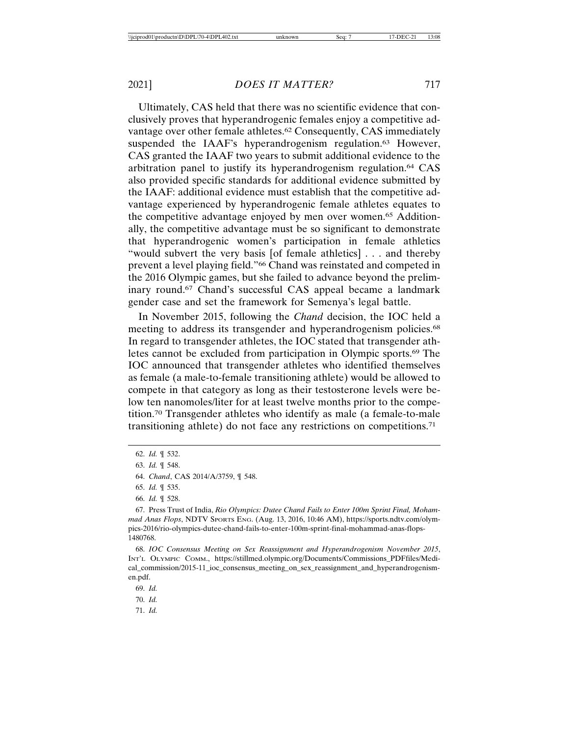Ultimately, CAS held that there was no scientific evidence that conclusively proves that hyperandrogenic females enjoy a competitive advantage over other female athletes.[62] Consequently, CAS immediately suspended the IAAF's hyperandrogenism regulation.[63] However, CAS granted the IAAF two years to submit additional evidence to the arbitration panel to justify its hyperandrogenism regulation.[64] CAS also provided specific standards for additional evidence submitted by the IAAF: additional evidence must establish that the competitive advantage experienced by hyperandrogenic female athletes equates to the competitive advantage enjoyed by men over women.[65] Additionally, the competitive advantage must be so significant to demonstrate that hyperandrogenic women's participation in female athletics "would subvert the very basis [of female athletics] . . . and thereby prevent a level playing field."[66] Chand was reinstated and competed in the 2016 Olympic games, but she failed to advance beyond the preliminary round.[67] Chand's successful CAS appeal became a landmark gender case and set the framework for Semenya's legal battle.

In November 2015, following the *Chand* decision, the IOC held a meeting to address its transgender and hyperandrogenism policies.[68] In regard to transgender athletes, the IOC stated that transgender athletes cannot be excluded from participation in Olympic sports.[69] The IOC announced that transgender athletes who identified themselves as female (a male-to-female transitioning athlete) would be allowed to compete in that category as long as their testosterone levels were below ten nanomoles/liter for at least twelve months prior to the competition.[70] Transgender athletes who identify as male (a female-to-male transitioning athlete) do not face any restrictions on competitions.[71]

---

62. *Id.* ¶ 532.

63. *Id.* ¶ 548.

64. *Chand*, CAS 2014/A/3759, ¶ 548.

65. *Id.* ¶ 535.

66. *Id.* ¶ 528.

67. Press Trust of India, *Rio Olympics: Dutee Chand Fails to Enter 100m Sprint Final, Mohammad Anas Flops*, NDTV SPORTS ENG. (Aug. 13, 2016, 10:46 AM), https://sports.ndtv.com/olympics-2016/rio-olympics-dutee-chand-fails-to-enter-100m-sprint-final-mohammad-anas-flops-1480768.

68. *IOC Consensus Meeting on Sex Reassignment and Hyperandrogenism November 2015*, INT'L OLYMPIC COMM., https://stillmed.olympic.org/Documents/Commissions_PDFfiles/Medical_commission/2015-11_ioc_consensus_meeting_on_sex_reassignment_and_hyperandrogenism-en.pdf.

69. *Id.*

70. *Id.*

71. *Id.*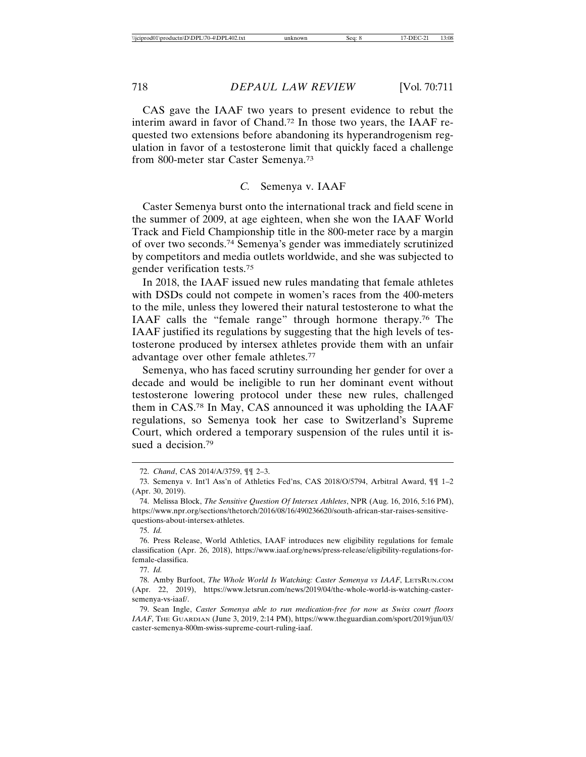CAS gave the IAAF two years to present evidence to rebut the interim award in favor of Chand.[72] In those two years, the IAAF requested two extensions before abandoning its hyperandrogenism regulation in favor of a testosterone limit that quickly faced a challenge from 800-meter star Caster Semenya.[73]

### *C.* Semenya v. IAAF

Caster Semenya burst onto the international track and field scene in the summer of 2009, at age eighteen, when she won the IAAF World Track and Field Championship title in the 800-meter race by a margin of over two seconds.[74] Semenya's gender was immediately scrutinized by competitors and media outlets worldwide, and she was subjected to gender verification tests.[75]

In 2018, the IAAF issued new rules mandating that female athletes with DSDs could not compete in women's races from the 400-meters to the mile, unless they lowered their natural testosterone to what the IAAF calls the "female range" through hormone therapy.[76] The IAAF justified its regulations by suggesting that the high levels of testosterone produced by intersex athletes provide them with an unfair advantage over other female athletes.[77]

Semenya, who has faced scrutiny surrounding her gender for over a decade and would be ineligible to run her dominant event without testosterone lowering protocol under these new rules, challenged them in CAS.[78] In May, CAS announced it was upholding the IAAF regulations, so Semenya took her case to Switzerland's Supreme Court, which ordered a temporary suspension of the rules until it issued a decision.[79]

---

72. *Chand*, CAS 2014/A/3759, ¶¶ 2–3.

73. Semenya v. Int'l Ass'n of Athletics Fed'ns, CAS 2018/O/5794, Arbitral Award, ¶¶ 1–2 (Apr. 30, 2019).

74. Melissa Block, *The Sensitive Question Of Intersex Athletes*, NPR (Aug. 16, 2016, 5:16 PM), https://www.npr.org/sections/thetorch/2016/08/16/490236620/south-african-star-raises-sensitive-questions-about-intersex-athletes.

75. *Id.*

76. Press Release, World Athletics, IAAF introduces new eligibility regulations for female classification (Apr. 26, 2018), https://www.iaaf.org/news/press-release/eligibility-regulations-for-female-classifica.

77. *Id.*

78. Amby Burfoot, *The Whole World Is Watching: Caster Semenya vs IAAF*, LetsRun.com (Apr. 22, 2019), https://www.letsrun.com/news/2019/04/the-whole-world-is-watching-caster-semenya-vs-iaaf/.

79. Sean Ingle, *Caster Semenya able to run medication-free for now as Swiss court floors IAAF*, The Guardian (June 3, 2019, 2:14 PM), https://www.theguardian.com/sport/2019/jun/03/caster-semenya-800m-swiss-supreme-court-ruling-iaaf.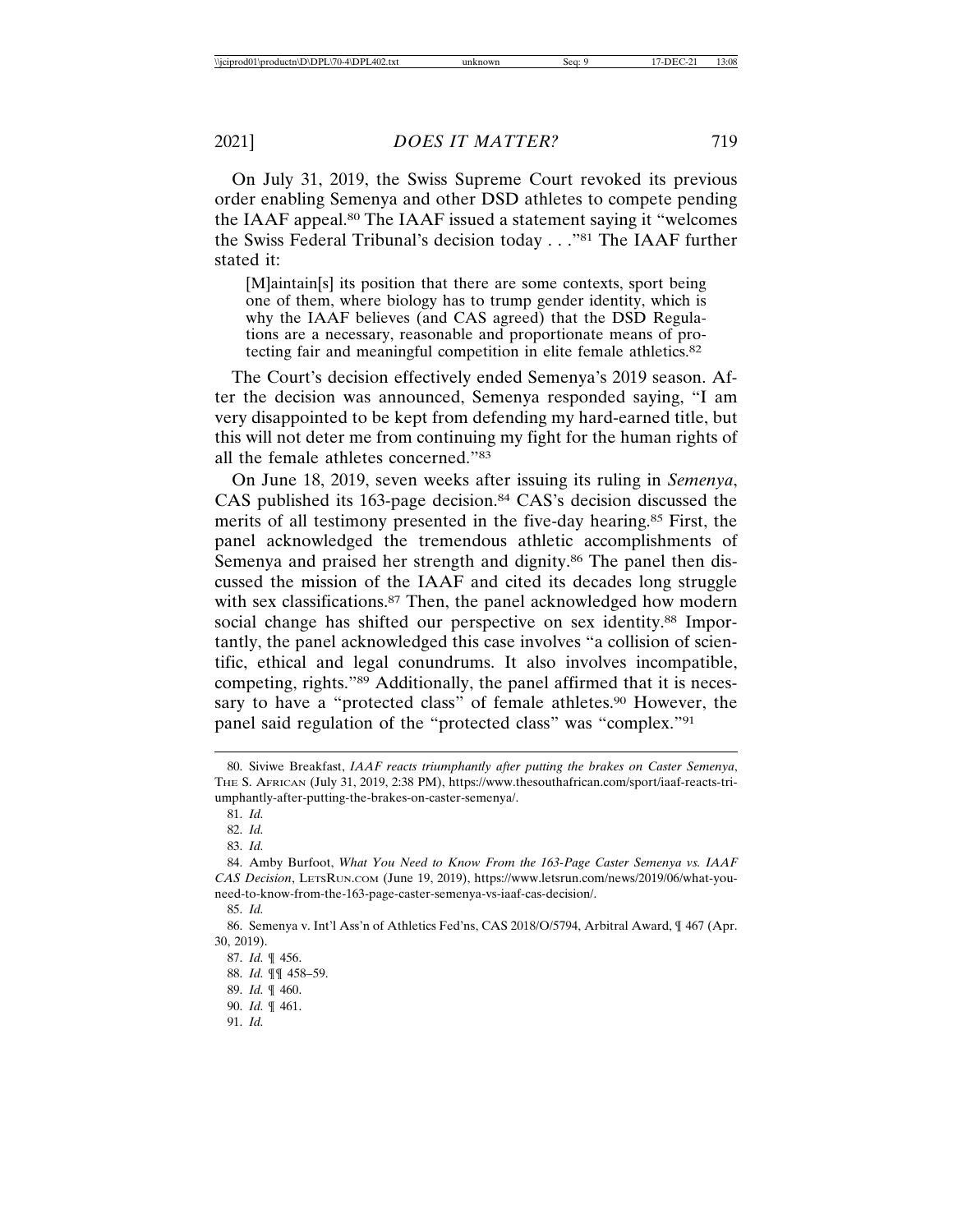On July 31, 2019, the Swiss Supreme Court revoked its previous order enabling Semenya and other DSD athletes to compete pending the IAAF appeal.[80] The IAAF issued a statement saying it "welcomes the Swiss Federal Tribunal's decision today . . ."[81] The IAAF further stated it:

> [M]aintain[s] its position that there are some contexts, sport being one of them, where biology has to trump gender identity, which is why the IAAF believes (and CAS agreed) that the DSD Regulations are a necessary, reasonable and proportionate means of protecting fair and meaningful competition in elite female athletics.[82]

The Court's decision effectively ended Semenya's 2019 season. After the decision was announced, Semenya responded saying, "I am very disappointed to be kept from defending my hard-earned title, but this will not deter me from continuing my fight for the human rights of all the female athletes concerned."[83]

On June 18, 2019, seven weeks after issuing its ruling in *Semenya*, CAS published its 163-page decision.[84] CAS's decision discussed the merits of all testimony presented in the five-day hearing.[85] First, the panel acknowledged the tremendous athletic accomplishments of Semenya and praised her strength and dignity.[86] The panel then discussed the mission of the IAAF and cited its decades long struggle with sex classifications.[87] Then, the panel acknowledged how modern social change has shifted our perspective on sex identity.[88] Importantly, the panel acknowledged this case involves "a collision of scientific, ethical and legal conundrums. It also involves incompatible, competing, rights."[89] Additionally, the panel affirmed that it is necessary to have a "protected class" of female athletes.[90] However, the panel said regulation of the "protected class" was "complex."[91]

---

80. Siviwe Breakfast, *IAAF reacts triumphantly after putting the brakes on Caster Semenya*, The S. African (July 31, 2019, 2:38 PM), https://www.thesouthafrican.com/sport/iaaf-reacts-triumphantly-after-putting-the-brakes-on-caster-semenya/.

81. *Id.*

82. *Id.*

83. *Id.*

84. Amby Burfoot, *What You Need to Know From the 163-Page Caster Semenya vs. IAAF CAS Decision*, LetsRun.com (June 19, 2019), https://www.letsrun.com/news/2019/06/what-you-need-to-know-from-the-163-page-caster-semenya-vs-iaaf-cas-decision/.

85. *Id.*

86. Semenya v. Int'l Ass'n of Athletics Fed'ns, CAS 2018/O/5794, Arbitral Award, ¶ 467 (Apr. 30, 2019).

87. *Id.* ¶ 456.

88. *Id.* ¶¶ 458–59.

89. *Id.* ¶ 460.

90. *Id.* ¶ 461.

91. *Id.*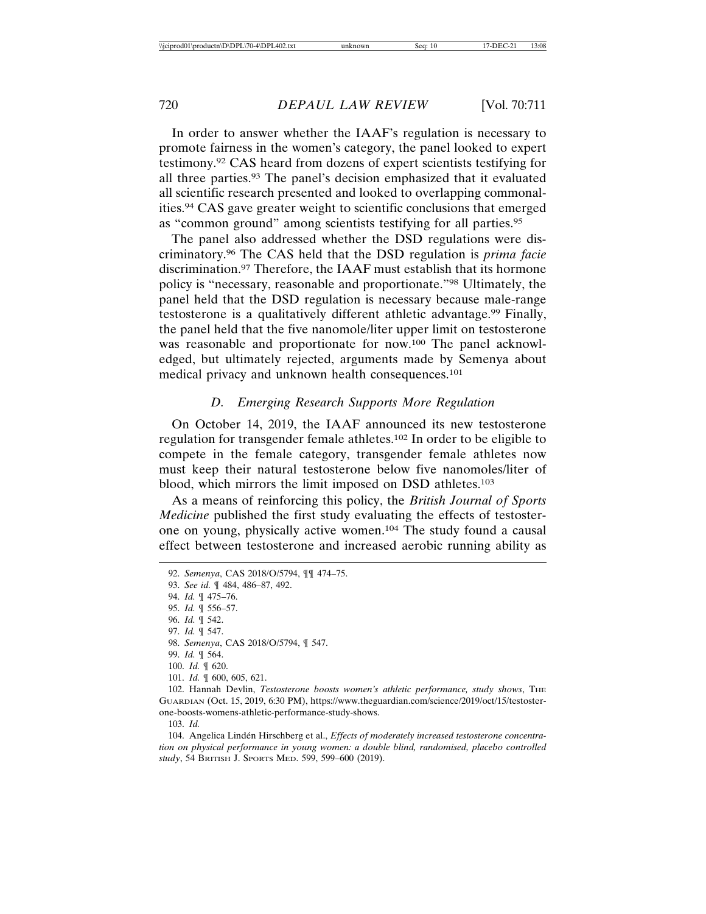In order to answer whether the IAAF's regulation is necessary to promote fairness in the women's category, the panel looked to expert testimony.[92] CAS heard from dozens of expert scientists testifying for all three parties.[93] The panel's decision emphasized that it evaluated all scientific research presented and looked to overlapping commonalities.[94] CAS gave greater weight to scientific conclusions that emerged as "common ground" among scientists testifying for all parties.[95]

The panel also addressed whether the DSD regulations were discriminatory.[96] The CAS held that the DSD regulation is *prima facie* discrimination.[97] Therefore, the IAAF must establish that its hormone policy is "necessary, reasonable and proportionate."[98] Ultimately, the panel held that the DSD regulation is necessary because male-range testosterone is a qualitatively different athletic advantage.[99] Finally, the panel held that the five nanomole/liter upper limit on testosterone was reasonable and proportionate for now.[100] The panel acknowledged, but ultimately rejected, arguments made by Semenya about medical privacy and unknown health consequences.[101]

### *D. Emerging Research Supports More Regulation*

On October 14, 2019, the IAAF announced its new testosterone regulation for transgender female athletes.[102] In order to be eligible to compete in the female category, transgender female athletes now must keep their natural testosterone below five nanomoles/liter of blood, which mirrors the limit imposed on DSD athletes.[103]

As a means of reinforcing this policy, the *British Journal of Sports Medicine* published the first study evaluating the effects of testosterone on young, physically active women.[104] The study found a causal effect between testosterone and increased aerobic running ability as

---

92. *Semenya*, CAS 2018/O/5794, ¶¶ 474–75.

93. *See id.* ¶ 484, 486–87, 492.

94. *Id.* ¶ 475–76.

95. *Id.* ¶ 556–57.

96. *Id.* ¶ 542.

97. *Id.* ¶ 547.

98. *Semenya*, CAS 2018/O/5794, ¶ 547.

99. *Id.* ¶ 564.

100. *Id.* ¶ 620.

101. *Id.* ¶ 600, 605, 621.

102. Hannah Devlin, *Testosterone boosts women's athletic performance, study shows*, The Guardian (Oct. 15, 2019, 6:30 PM), https://www.theguardian.com/science/2019/oct/15/testosterone-boosts-womens-athletic-performance-study-shows.

103. *Id.*

104. Angelica Lindén Hirschberg et al., *Effects of moderately increased testosterone concentration on physical performance in young women: a double blind, randomised, placebo controlled study*, 54 British J. Sports Med. 599, 599–600 (2019).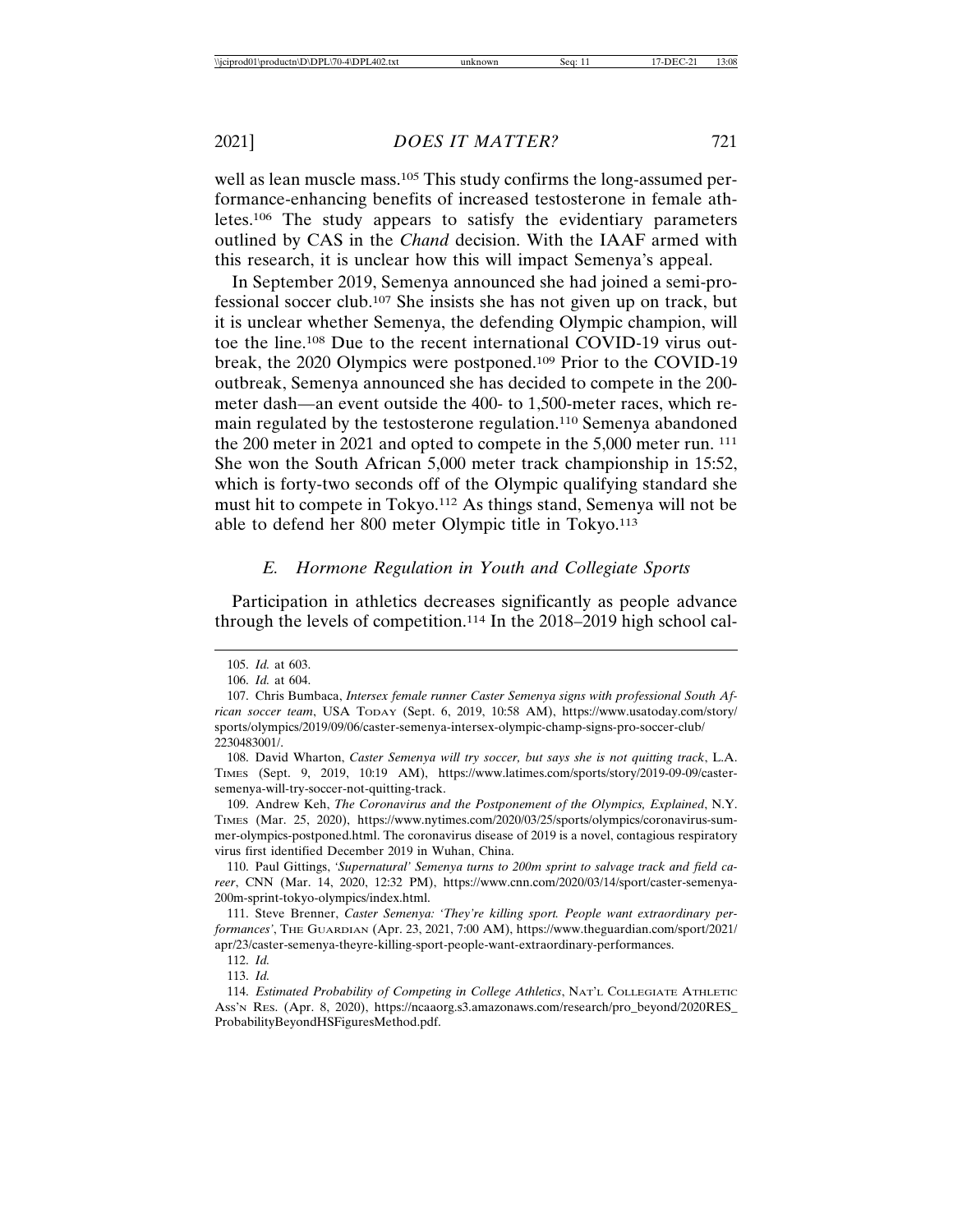well as lean muscle mass.[105] This study confirms the long-assumed performance-enhancing benefits of increased testosterone in female athletes.[106] The study appears to satisfy the evidentiary parameters outlined by CAS in the *Chand* decision. With the IAAF armed with this research, it is unclear how this will impact Semenya's appeal.

In September 2019, Semenya announced she had joined a semi-professional soccer club.[107] She insists she has not given up on track, but it is unclear whether Semenya, the defending Olympic champion, will toe the line.[108] Due to the recent international COVID-19 virus outbreak, the 2020 Olympics were postponed.[109] Prior to the COVID-19 outbreak, Semenya announced she has decided to compete in the 200-meter dash—an event outside the 400- to 1,500-meter races, which remain regulated by the testosterone regulation.[110] Semenya abandoned the 200 meter in 2021 and opted to compete in the 5,000 meter run.[111] She won the South African 5,000 meter track championship in 15:52, which is forty-two seconds off of the Olympic qualifying standard she must hit to compete in Tokyo.[112] As things stand, Semenya will not be able to defend her 800 meter Olympic title in Tokyo.[113]

### E. Hormone Regulation in Youth and Collegiate Sports

Participation in athletics decreases significantly as people advance through the levels of competition.[114] In the 2018–2019 high school cal-

---

105. *Id.* at 603.

106. *Id.* at 604.

107. Chris Bumbaca, *Intersex female runner Caster Semenya signs with professional South African soccer team*, USA TODAY (Sept. 6, 2019, 10:58 AM), https://www.usatoday.com/story/sports/olympics/2019/09/06/caster-semenya-intersex-olympic-champ-signs-pro-soccer-club/2230483001/.

108. David Wharton, *Caster Semenya will try soccer, but says she is not quitting track*, L.A. TIMES (Sept. 9, 2019, 10:19 AM), https://www.latimes.com/sports/story/2019-09-09/caster-semenya-will-try-soccer-not-quitting-track.

109. Andrew Keh, *The Coronavirus and the Postponement of the Olympics, Explained*, N.Y. TIMES (Mar. 25, 2020), https://www.nytimes.com/2020/03/25/sports/olympics/coronavirus-summer-olympics-postponed.html. The coronavirus disease of 2019 is a novel, contagious respiratory virus first identified December 2019 in Wuhan, China.

110. Paul Gittings, *'Supernatural' Semenya turns to 200m sprint to salvage track and field career*, CNN (Mar. 14, 2020, 12:32 PM), https://www.cnn.com/2020/03/14/sport/caster-semenya-200m-sprint-tokyo-olympics/index.html.

111. Steve Brenner, *Caster Semenya: 'They're killing sport. People want extraordinary performances'*, THE GUARDIAN (Apr. 23, 2021, 7:00 AM), https://www.theguardian.com/sport/2021/apr/23/caster-semenya-theyre-killing-sport-people-want-extraordinary-performances.

112. *Id.*

113. *Id.*

114. *Estimated Probability of Competing in College Athletics*, NAT'L COLLEGIATE ATHLETIC ASS'N RES. (Apr. 8, 2020), https://ncaaorg.s3.amazonaws.com/research/pro_beyond/2020RES_ProbabilityBeyondHSFiguresMethod.pdf.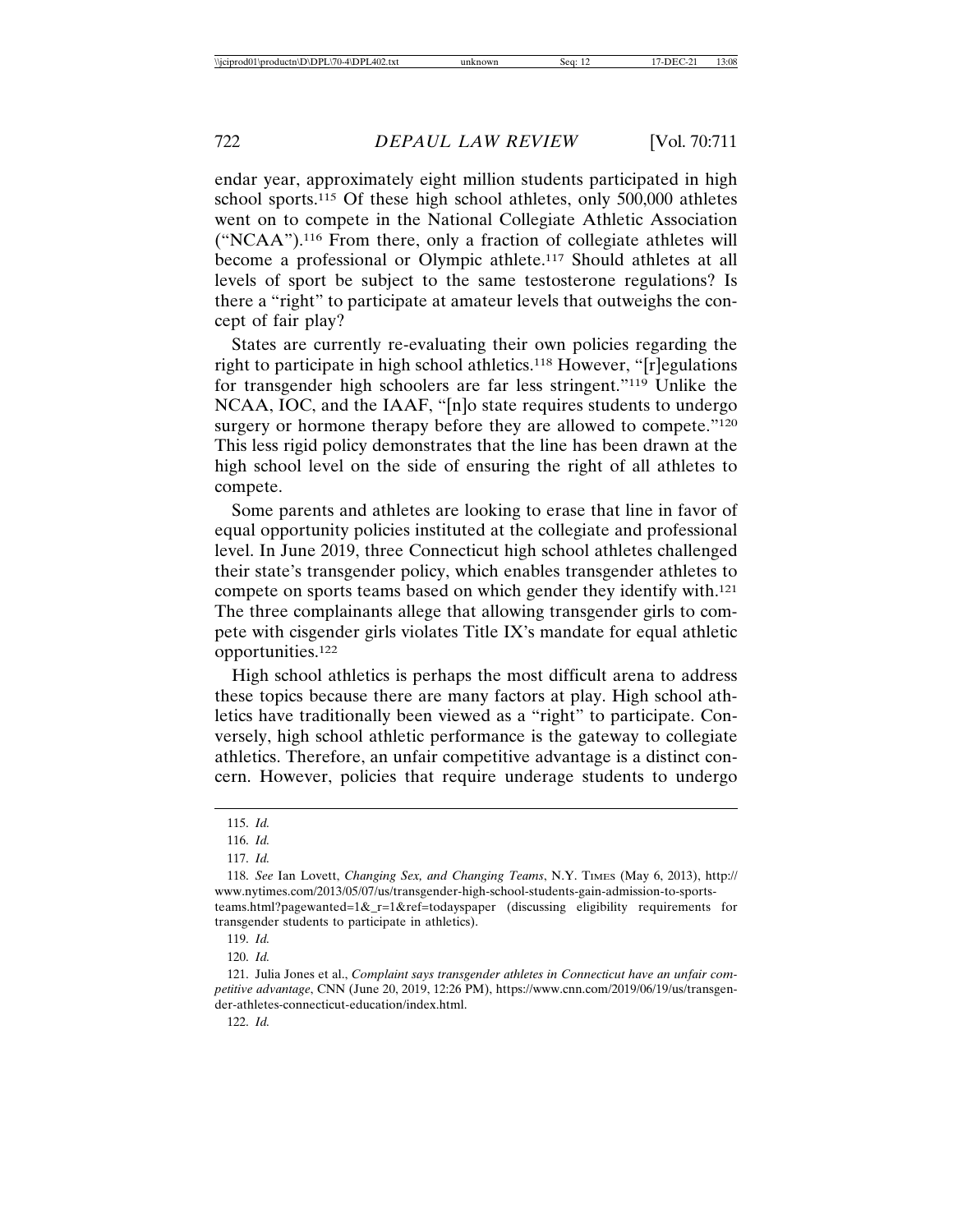endar year, approximately eight million students participated in high school sports.[115] Of these high school athletes, only 500,000 athletes went on to compete in the National Collegiate Athletic Association ("NCAA").[116] From there, only a fraction of collegiate athletes will become a professional or Olympic athlete.[117] Should athletes at all levels of sport be subject to the same testosterone regulations? Is there a "right" to participate at amateur levels that outweighs the concept of fair play?

States are currently re-evaluating their own policies regarding the right to participate in high school athletics.[118] However, "[r]egulations for transgender high schoolers are far less stringent."[119] Unlike the NCAA, IOC, and the IAAF, "[n]o state requires students to undergo surgery or hormone therapy before they are allowed to compete."[120] This less rigid policy demonstrates that the line has been drawn at the high school level on the side of ensuring the right of all athletes to compete.

Some parents and athletes are looking to erase that line in favor of equal opportunity policies instituted at the collegiate and professional level. In June 2019, three Connecticut high school athletes challenged their state's transgender policy, which enables transgender athletes to compete on sports teams based on which gender they identify with.[121] The three complainants allege that allowing transgender girls to compete with cisgender girls violates Title IX's mandate for equal athletic opportunities.[122]

High school athletics is perhaps the most difficult arena to address these topics because there are many factors at play. High school athletics have traditionally been viewed as a "right" to participate. Conversely, high school athletic performance is the gateway to collegiate athletics. Therefore, an unfair competitive advantage is a distinct concern. However, policies that require underage students to undergo

---

115. *Id.*

116. *Id.*

117. *Id.*

118. *See* Ian Lovett, *Changing Sex, and Changing Teams*, N.Y. TIMES (May 6, 2013), http://www.nytimes.com/2013/05/07/us/transgender-high-school-students-gain-admission-to-sports-teams.html?pagewanted=1&_r=1&ref=todayspaper (discussing eligibility requirements for transgender students to participate in athletics).

119. *Id.*

120. *Id.*

121. Julia Jones et al., *Complaint says transgender athletes in Connecticut have an unfair competitive advantage*, CNN (June 20, 2019, 12:26 PM), https://www.cnn.com/2019/06/19/us/transgender-athletes-connecticut-education/index.html.

122. *Id.*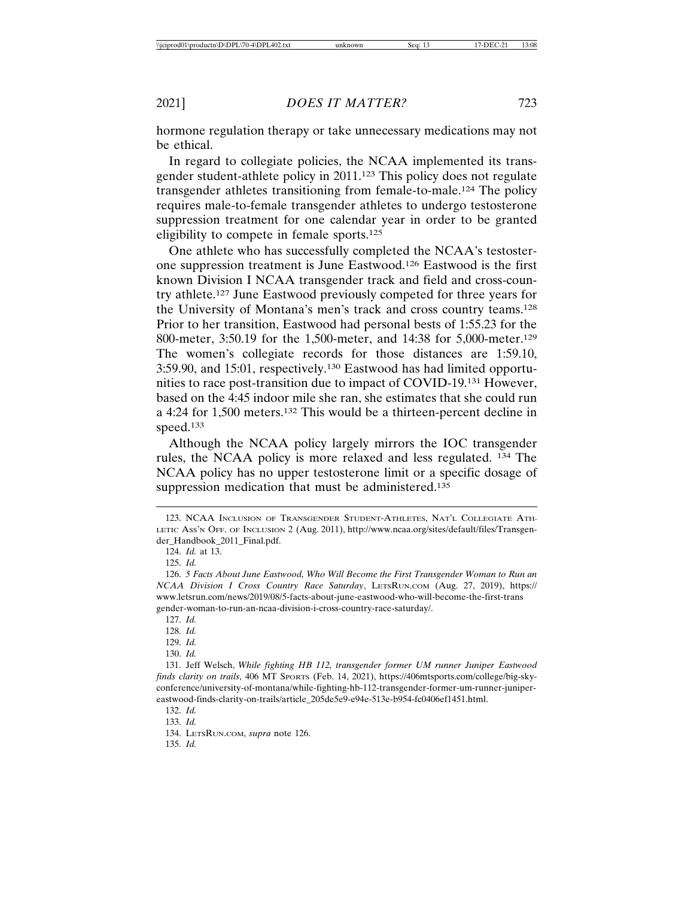hormone regulation therapy or take unnecessary medications may not be ethical.

In regard to collegiate policies, the NCAA implemented its transgender student-athlete policy in 2011.[123] This policy does not regulate transgender athletes transitioning from female-to-male.[124] The policy requires male-to-female transgender athletes to undergo testosterone suppression treatment for one calendar year in order to be granted eligibility to compete in female sports.[125]

One athlete who has successfully completed the NCAA's testosterone suppression treatment is June Eastwood.[126] Eastwood is the first known Division I NCAA transgender track and field and cross-country athlete.[127] June Eastwood previously competed for three years for the University of Montana's men's track and cross country teams.[128] Prior to her transition, Eastwood had personal bests of 1:55.23 for the 800-meter, 3:50.19 for the 1,500-meter, and 14:38 for 5,000-meter.[129] The women's collegiate records for those distances are 1:59.10, 3:59.90, and 15:01, respectively.[130] Eastwood has had limited opportunities to race post-transition due to impact of COVID-19.[131] However, based on the 4:45 indoor mile she ran, she estimates that she could run a 4:24 for 1,500 meters.[132] This would be a thirteen-percent decline in speed.[133]

Although the NCAA policy largely mirrors the IOC transgender rules, the NCAA policy is more relaxed and less regulated. [134] The NCAA policy has no upper testosterone limit or a specific dosage of suppression medication that must be administered.[135]

---

123. NCAA INCLUSION OF TRANSGENDER STUDENT-ATHLETES, NAT'L COLLEGIATE ATHLETIC ASS'N OFF. OF INCLUSION 2 (Aug. 2011), http://www.ncaa.org/sites/default/files/Transgender_Handbook_2011_Final.pdf.

124. *Id.* at 13.

125. *Id.*

126. *5 Facts About June Eastwood, Who Will Become the First Transgender Woman to Run an NCAA Division I Cross Country Race Saturday*, LETSRUN.COM (Aug. 27, 2019), https://www.letsrun.com/news/2019/08/5-facts-about-june-eastwood-who-will-become-the-first-transgender-woman-to-run-an-ncaa-division-i-cross-country-race-saturday/.

127. *Id.*

128. *Id.*

129. *Id.*

130. *Id.*

131. Jeff Welsch, *While fighting HB 112, transgender former UM runner Juniper Eastwood finds clarity on trails*, 406 MT SPORTS (Feb. 14, 2021), https://406mtsports.com/college/big-sky-conference/university-of-montana/while-fighting-hb-112-transgender-former-um-runner-juniper-eastwood-finds-clarity-on-trails/article_205de5e9-e94e-513e-b954-fc0406ef1451.html.

132. *Id.*

133. *Id.*

134. LETSRUN.COM, *supra* note 126.

135. *Id.*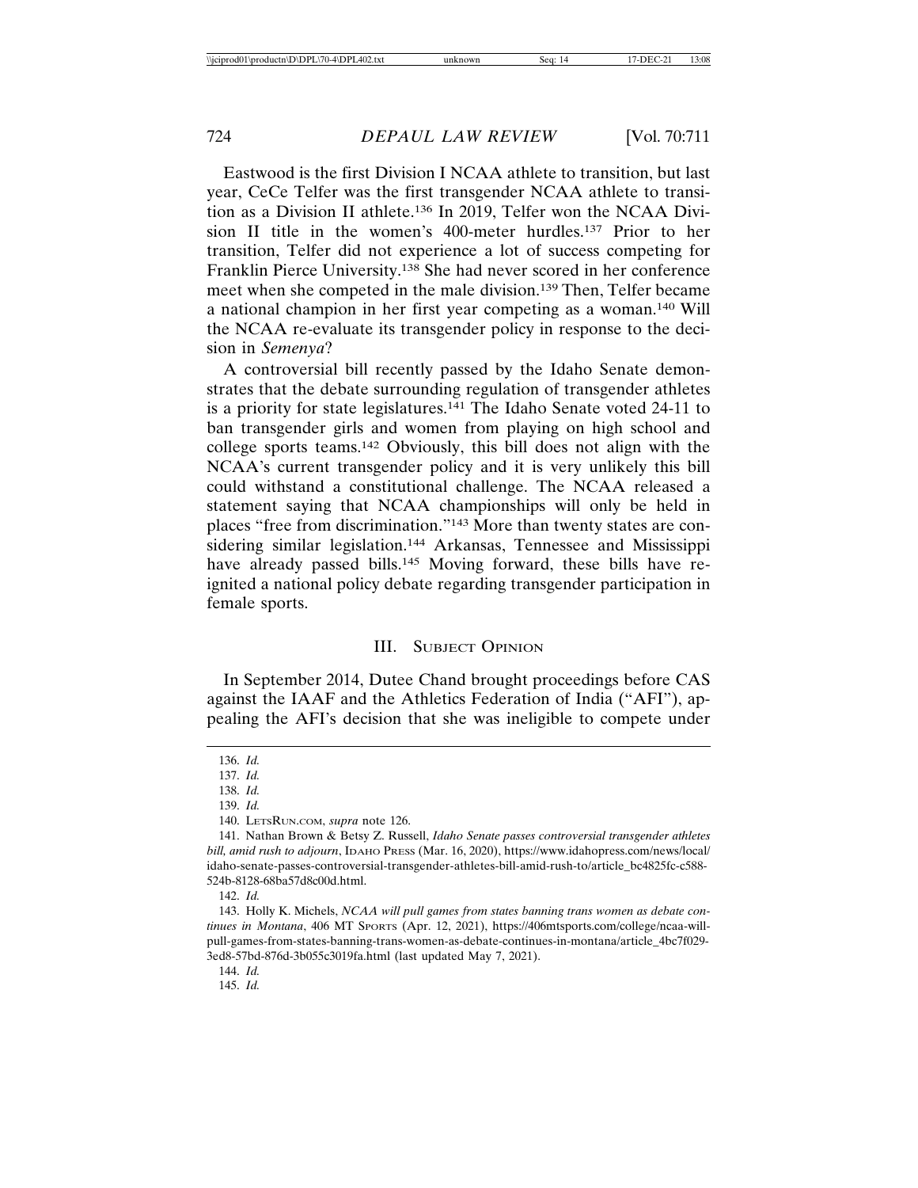Eastwood is the first Division I NCAA athlete to transition, but last year, CeCe Telfer was the first transgender NCAA athlete to transition as a Division II athlete.[136] In 2019, Telfer won the NCAA Division II title in the women's 400-meter hurdles.[137] Prior to her transition, Telfer did not experience a lot of success competing for Franklin Pierce University.[138] She had never scored in her conference meet when she competed in the male division.[139] Then, Telfer became a national champion in her first year competing as a woman.[140] Will the NCAA re-evaluate its transgender policy in response to the decision in *Semenya*?

A controversial bill recently passed by the Idaho Senate demonstrates that the debate surrounding regulation of transgender athletes is a priority for state legislatures.[141] The Idaho Senate voted 24-11 to ban transgender girls and women from playing on high school and college sports teams.[142] Obviously, this bill does not align with the NCAA's current transgender policy and it is very unlikely this bill could withstand a constitutional challenge. The NCAA released a statement saying that NCAA championships will only be held in places "free from discrimination."[143] More than twenty states are considering similar legislation.[144] Arkansas, Tennessee and Mississippi have already passed bills.[145] Moving forward, these bills have reignited a national policy debate regarding transgender participation in female sports.

## III. Subject Opinion

In September 2014, Dutee Chand brought proceedings before CAS against the IAAF and the Athletics Federation of India ("AFI"), appealing the AFI's decision that she was ineligible to compete under

---

136. *Id.*

137. *Id.*

138. *Id.*

139. *Id.*

140. LetsRun.com, *supra* note 126.

141. Nathan Brown & Betsy Z. Russell, *Idaho Senate passes controversial transgender athletes bill, amid rush to adjourn*, Idaho Press (Mar. 16, 2020), https://www.idahopress.com/news/local/idaho-senate-passes-controversial-transgender-athletes-bill-amid-rush-to/article_bc4825fc-c588-524b-8128-68ba57d8c00d.html.

142. *Id.*

143. Holly K. Michels, *NCAA will pull games from states banning trans women as debate continues in Montana*, 406 MT Sports (Apr. 12, 2021), https://406mtsports.com/college/ncaa-will-pull-games-from-states-banning-trans-women-as-debate-continues-in-montana/article_4bc7f029-3ed8-57bd-876d-3b055c3019fa.html (last updated May 7, 2021).

144. *Id.*

145. *Id.*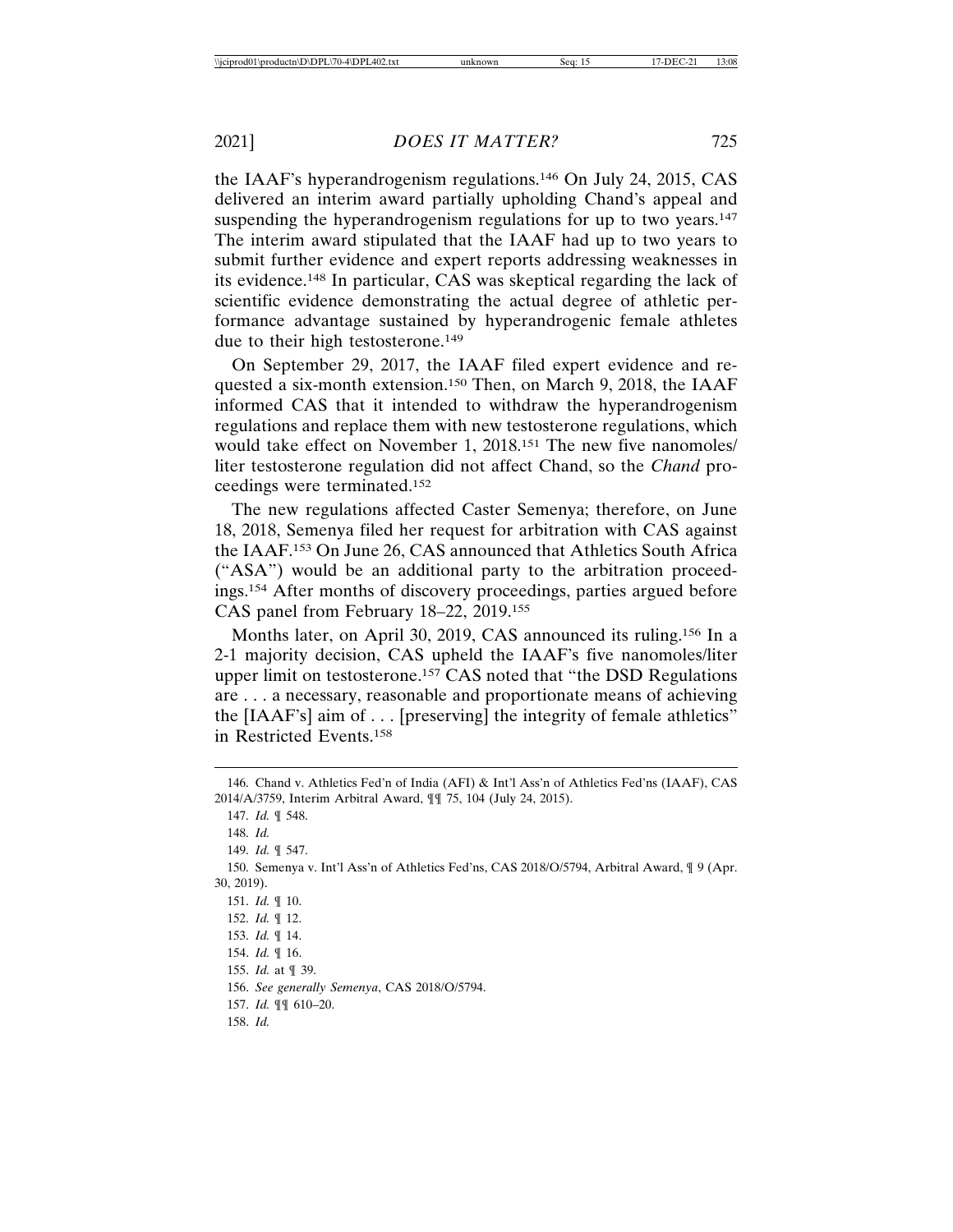the IAAF's hyperandrogenism regulations.[146] On July 24, 2015, CAS delivered an interim award partially upholding Chand's appeal and suspending the hyperandrogenism regulations for up to two years.[147] The interim award stipulated that the IAAF had up to two years to submit further evidence and expert reports addressing weaknesses in its evidence.[148] In particular, CAS was skeptical regarding the lack of scientific evidence demonstrating the actual degree of athletic performance advantage sustained by hyperandrogenic female athletes due to their high testosterone.[149]

On September 29, 2017, the IAAF filed expert evidence and requested a six-month extension.[150] Then, on March 9, 2018, the IAAF informed CAS that it intended to withdraw the hyperandrogenism regulations and replace them with new testosterone regulations, which would take effect on November 1, 2018.[151] The new five nanomoles/liter testosterone regulation did not affect Chand, so the *Chand* proceedings were terminated.[152]

The new regulations affected Caster Semenya; therefore, on June 18, 2018, Semenya filed her request for arbitration with CAS against the IAAF.[153] On June 26, CAS announced that Athletics South Africa ("ASA") would be an additional party to the arbitration proceedings.[154] After months of discovery proceedings, parties argued before CAS panel from February 18–22, 2019.[155]

Months later, on April 30, 2019, CAS announced its ruling.[156] In a 2-1 majority decision, CAS upheld the IAAF's five nanomoles/liter upper limit on testosterone.[157] CAS noted that "the DSD Regulations are . . . a necessary, reasonable and proportionate means of achieving the [IAAF's] aim of . . . [preserving] the integrity of female athletics" in Restricted Events.[158]

---

146. Chand v. Athletics Fed'n of India (AFI) & Int'l Ass'n of Athletics Fed'ns (IAAF), CAS 2014/A/3759, Interim Arbitral Award, ¶¶ 75, 104 (July 24, 2015).

147. *Id.* ¶ 548.

148. *Id.*

149. *Id.* ¶ 547.

150. Semenya v. Int'l Ass'n of Athletics Fed'ns, CAS 2018/O/5794, Arbitral Award, ¶ 9 (Apr. 30, 2019).

151. *Id.* ¶ 10.

152. *Id.* ¶ 12.

153. *Id.* ¶ 14.

154. *Id.* ¶ 16.

155. *Id.* at ¶ 39.

156. *See generally Semenya*, CAS 2018/O/5794.

157. *Id.* ¶¶ 610–20.

158. *Id.*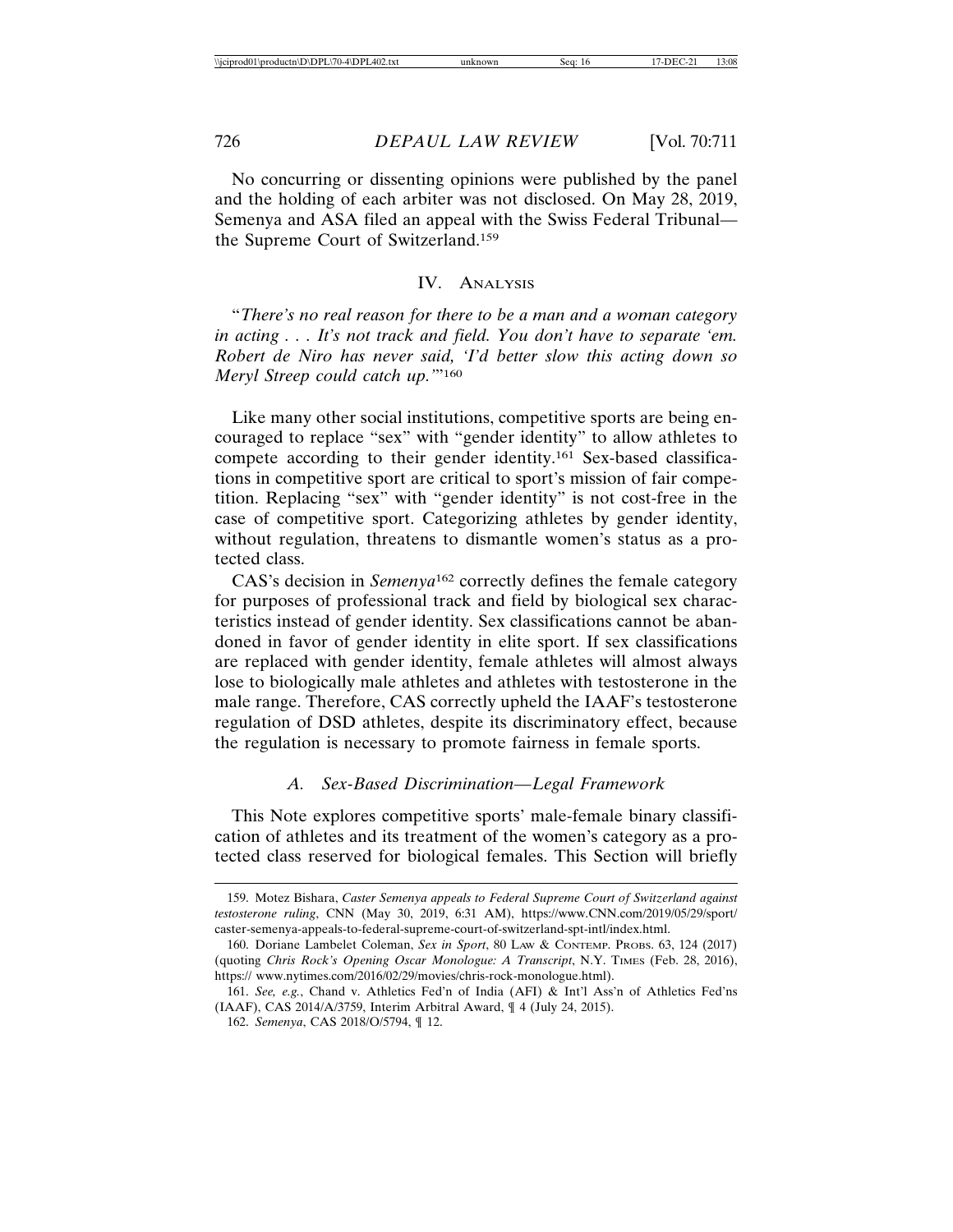No concurring or dissenting opinions were published by the panel and the holding of each arbiter was not disclosed. On May 28, 2019, Semenya and ASA filed an appeal with the Swiss Federal Tribunal—the Supreme Court of Switzerland.[159]

## IV. Analysis

"*There's no real reason for there to be a man and a woman category in acting . . . It's not track and field. You don't have to separate 'em. Robert de Niro has never said, 'I'd better slow this acting down so Meryl Streep could catch up.'*"[160]

Like many other social institutions, competitive sports are being encouraged to replace "sex" with "gender identity" to allow athletes to compete according to their gender identity.[161] Sex-based classifications in competitive sport are critical to sport's mission of fair competition. Replacing "sex" with "gender identity" is not cost-free in the case of competitive sport. Categorizing athletes by gender identity, without regulation, threatens to dismantle women's status as a protected class.

CAS's decision in *Semenya*[162] correctly defines the female category for purposes of professional track and field by biological sex characteristics instead of gender identity. Sex classifications cannot be abandoned in favor of gender identity in elite sport. If sex classifications are replaced with gender identity, female athletes will almost always lose to biologically male athletes and athletes with testosterone in the male range. Therefore, CAS correctly upheld the IAAF's testosterone regulation of DSD athletes, despite its discriminatory effect, because the regulation is necessary to promote fairness in female sports.

### A. Sex-Based Discrimination—Legal Framework

This Note explores competitive sports' male-female binary classification of athletes and its treatment of the women's category as a protected class reserved for biological females. This Section will briefly

---

159. Motez Bishara, *Caster Semenya appeals to Federal Supreme Court of Switzerland against testosterone ruling*, CNN (May 30, 2019, 6:31 AM), https://www.CNN.com/2019/05/29/sport/caster-semenya-appeals-to-federal-supreme-court-of-switzerland-spt-intl/index.html.

160. Doriane Lambelet Coleman, *Sex in Sport*, 80 Law & Contemp. Probs. 63, 124 (2017) (quoting *Chris Rock's Opening Oscar Monologue: A Transcript*, N.Y. Times (Feb. 28, 2016), https:// www.nytimes.com/2016/02/29/movies/chris-rock-monologue.html).

161. *See, e.g.*, Chand v. Athletics Fed'n of India (AFI) & Int'l Ass'n of Athletics Fed'ns (IAAF), CAS 2014/A/3759, Interim Arbitral Award, ¶ 4 (July 24, 2015).

162. *Semenya*, CAS 2018/O/5794, ¶ 12.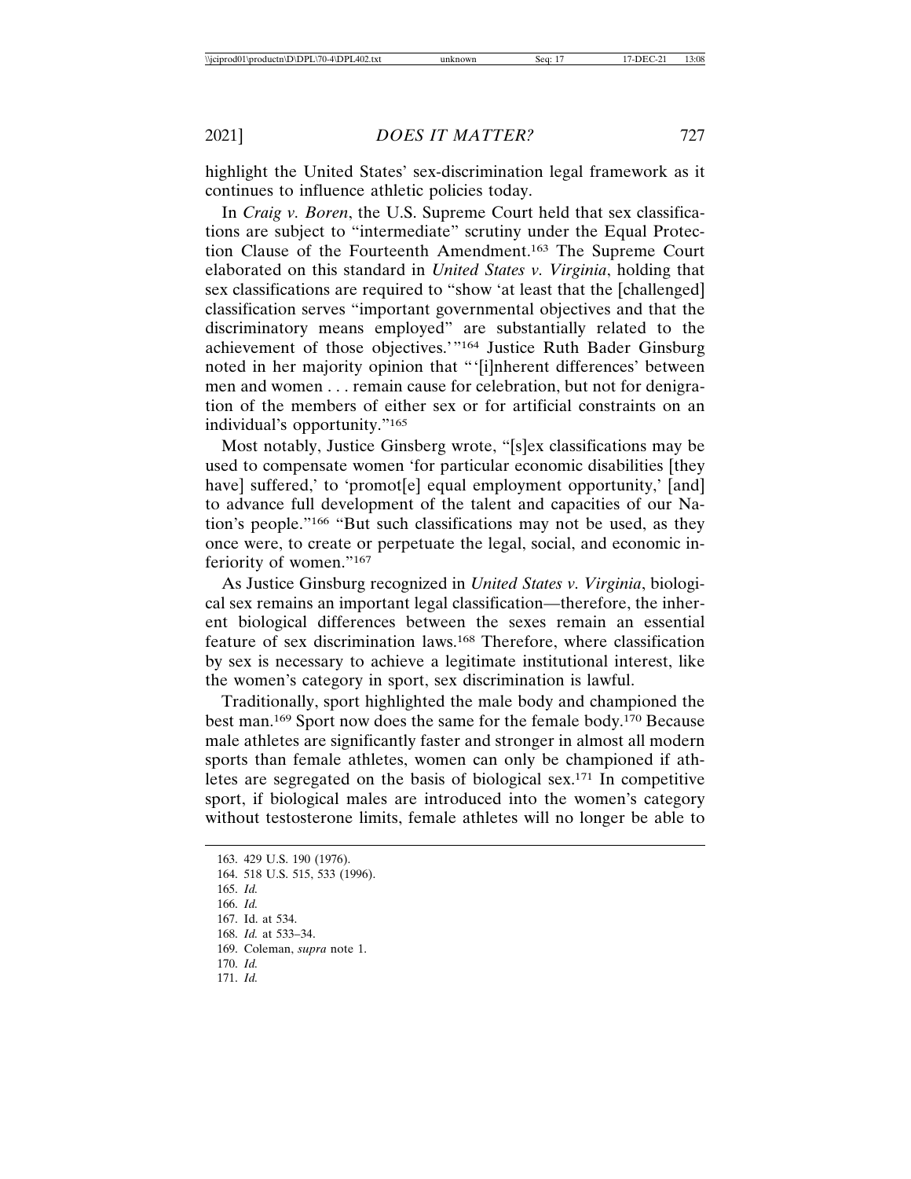highlight the United States' sex-discrimination legal framework as it continues to influence athletic policies today.

In *Craig v. Boren*, the U.S. Supreme Court held that sex classifications are subject to "intermediate" scrutiny under the Equal Protection Clause of the Fourteenth Amendment.[163] The Supreme Court elaborated on this standard in *United States v. Virginia*, holding that sex classifications are required to "show 'at least that the [challenged] classification serves "important governmental objectives and that the discriminatory means employed" are substantially related to the achievement of those objectives.'"[164] Justice Ruth Bader Ginsburg noted in her majority opinion that "'[i]nherent differences' between men and women . . . remain cause for celebration, but not for denigration of the members of either sex or for artificial constraints on an individual's opportunity."[165]

Most notably, Justice Ginsburg wrote, "[s]ex classifications may be used to compensate women 'for particular economic disabilities [they have] suffered,' to 'promot[e] equal employment opportunity,' [and] to advance full development of the talent and capacities of our Nation's people."[166] "But such classifications may not be used, as they once were, to create or perpetuate the legal, social, and economic inferiority of women."[167]

As Justice Ginsburg recognized in *United States v. Virginia*, biological sex remains an important legal classification—therefore, the inherent biological differences between the sexes remain an essential feature of sex discrimination laws.[168] Therefore, where classification by sex is necessary to achieve a legitimate institutional interest, like the women's category in sport, sex discrimination is lawful.

Traditionally, sport highlighted the male body and championed the best man.[169] Sport now does the same for the female body.[170] Because male athletes are significantly faster and stronger in almost all modern sports than female athletes, women can only be championed if athletes are segregated on the basis of biological sex.[171] In competitive sport, if biological males are introduced into the women's category without testosterone limits, female athletes will no longer be able to

---

163. 429 U.S. 190 (1976).
164. 518 U.S. 515, 533 (1996).
165. *Id.*
166. *Id.*
167. Id. at 534.
168. *Id.* at 533–34.
169. Coleman, *supra* note 1.
170. *Id.*
171. *Id.*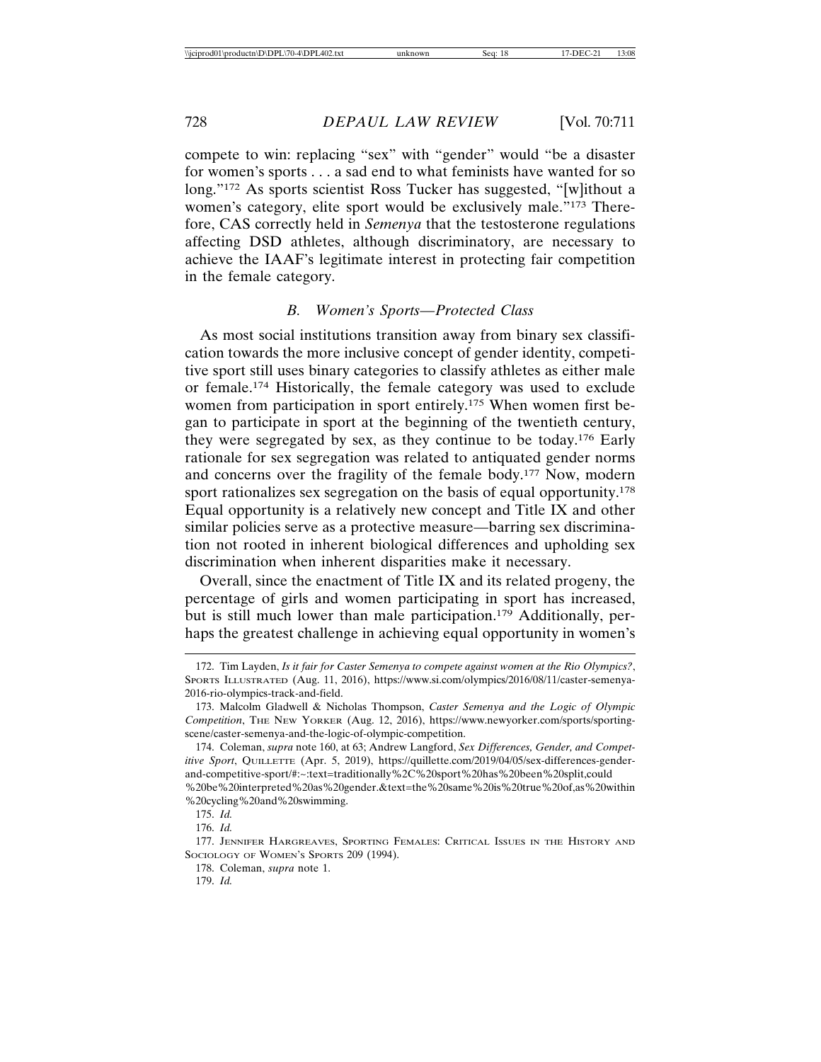compete to win: replacing "sex" with "gender" would "be a disaster for women's sports . . . a sad end to what feminists have wanted for so long."[172] As sports scientist Ross Tucker has suggested, "[w]ithout a women's category, elite sport would be exclusively male."[173] Therefore, CAS correctly held in *Semenya* that the testosterone regulations affecting DSD athletes, although discriminatory, are necessary to achieve the IAAF's legitimate interest in protecting fair competition in the female category.

### *B. Women's Sports—Protected Class*

As most social institutions transition away from binary sex classification towards the more inclusive concept of gender identity, competitive sport still uses binary categories to classify athletes as either male or female.[174] Historically, the female category was used to exclude women from participation in sport entirely.[175] When women first began to participate in sport at the beginning of the twentieth century, they were segregated by sex, as they continue to be today.[176] Early rationale for sex segregation was related to antiquated gender norms and concerns over the fragility of the female body.[177] Now, modern sport rationalizes sex segregation on the basis of equal opportunity.[178] Equal opportunity is a relatively new concept and Title IX and other similar policies serve as a protective measure—barring sex discrimination not rooted in inherent biological differences and upholding sex discrimination when inherent disparities make it necessary.

Overall, since the enactment of Title IX and its related progeny, the percentage of girls and women participating in sport has increased, but is still much lower than male participation.[179] Additionally, perhaps the greatest challenge in achieving equal opportunity in women's

---

172. Tim Layden, *Is it fair for Caster Semenya to compete against women at the Rio Olympics?*, SPORTS ILLUSTRATED (Aug. 11, 2016), https://www.si.com/olympics/2016/08/11/caster-semenya-2016-rio-olympics-track-and-field.

173. Malcolm Gladwell & Nicholas Thompson, *Caster Semenya and the Logic of Olympic Competition*, THE NEW YORKER (Aug. 12, 2016), https://www.newyorker.com/sports/sporting-scene/caster-semenya-and-the-logic-of-olympic-competition.

174. Coleman, *supra* note 160, at 63; Andrew Langford, *Sex Differences, Gender, and Competitive Sport*, QUILLETTE (Apr. 5, 2019), https://quillette.com/2019/04/05/sex-differences-gender-and-competitive-sport/#:~:text=traditionally%2C%20sport%20has%20been%20split,could%20be%20interpreted%20as%20gender.&text=the%20same%20is%20true%20of,as%20within%20cycling%20and%20swimming.

175. *Id.*

176. *Id.*

177. JENNIFER HARGREAVES, SPORTING FEMALES: CRITICAL ISSUES IN THE HISTORY AND SOCIOLOGY OF WOMEN'S SPORTS 209 (1994).

178. Coleman, *supra* note 1.

179. *Id.*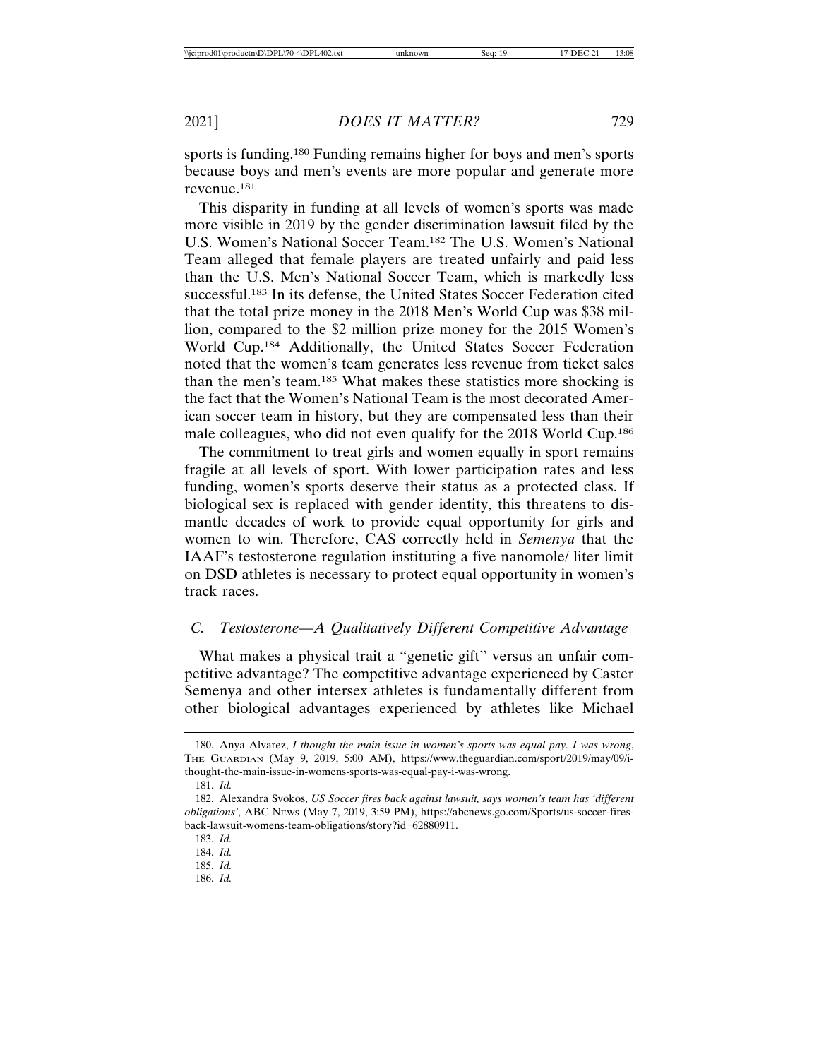sports is funding.[180] Funding remains higher for boys and men's sports because boys and men's events are more popular and generate more revenue.[181]

This disparity in funding at all levels of women's sports was made more visible in 2019 by the gender discrimination lawsuit filed by the U.S. Women's National Soccer Team.[182] The U.S. Women's National Team alleged that female players are treated unfairly and paid less than the U.S. Men's National Soccer Team, which is markedly less successful.[183] In its defense, the United States Soccer Federation cited that the total prize money in the 2018 Men's World Cup was $38 million, compared to the $2 million prize money for the 2015 Women's World Cup.[184] Additionally, the United States Soccer Federation noted that the women's team generates less revenue from ticket sales than the men's team.[185] What makes these statistics more shocking is the fact that the Women's National Team is the most decorated American soccer team in history, but they are compensated less than their male colleagues, who did not even qualify for the 2018 World Cup.[186]

The commitment to treat girls and women equally in sport remains fragile at all levels of sport. With lower participation rates and less funding, women's sports deserve their status as a protected class. If biological sex is replaced with gender identity, this threatens to dismantle decades of work to provide equal opportunity for girls and women to win. Therefore, CAS correctly held in *Semenya* that the IAAF's testosterone regulation instituting a five nanomole/ liter limit on DSD athletes is necessary to protect equal opportunity in women's track races.

### *C. Testosterone—A Qualitatively Different Competitive Advantage*

What makes a physical trait a "genetic gift" versus an unfair competitive advantage? The competitive advantage experienced by Caster Semenya and other intersex athletes is fundamentally different from other biological advantages experienced by athletes like Michael

---

180. Anya Alvarez, *I thought the main issue in women's sports was equal pay. I was wrong*, THE GUARDIAN (May 9, 2019, 5:00 AM), https://www.theguardian.com/sport/2019/may/09/i-thought-the-main-issue-in-womens-sports-was-equal-pay-i-was-wrong.

181. *Id.*

182. Alexandra Svokos, *US Soccer fires back against lawsuit, says women's team has 'different obligations'*, ABC NEWS (May 7, 2019, 3:59 PM), https://abcnews.go.com/Sports/us-soccer-fires-back-lawsuit-womens-team-obligations/story?id=62880911.

183. *Id.*

184. *Id.*

185. *Id.*

186. *Id.*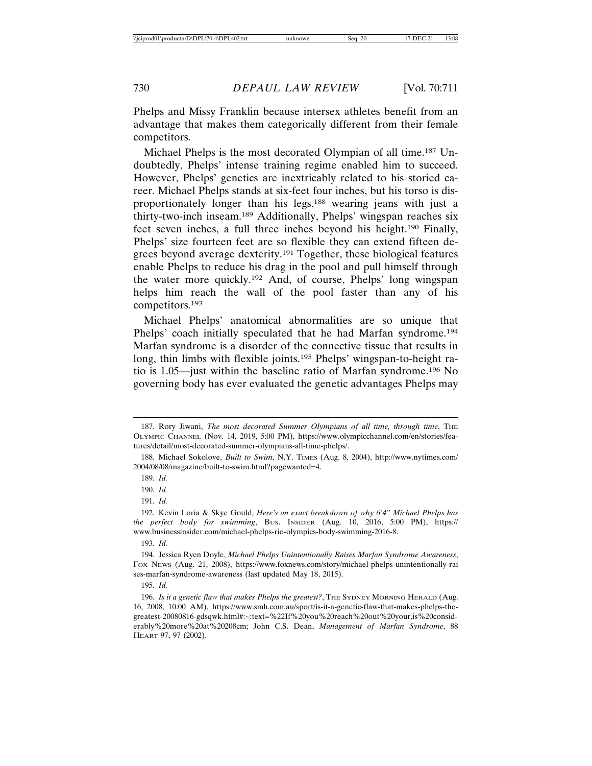Phelps and Missy Franklin because intersex athletes benefit from an advantage that makes them categorically different from their female competitors.

Michael Phelps is the most decorated Olympian of all time.[187] Undoubtedly, Phelps' intense training regime enabled him to succeed. However, Phelps' genetics are inextricably related to his storied career. Michael Phelps stands at six-feet four inches, but his torso is disproportionately longer than his legs,[188] wearing jeans with just a thirty-two-inch inseam.[189] Additionally, Phelps' wingspan reaches six feet seven inches, a full three inches beyond his height.[190] Finally, Phelps' size fourteen feet are so flexible they can extend fifteen degrees beyond average dexterity.[191] Together, these biological features enable Phelps to reduce his drag in the pool and pull himself through the water more quickly.[192] And, of course, Phelps' long wingspan helps him reach the wall of the pool faster than any of his competitors.[193]

Michael Phelps' anatomical abnormalities are so unique that Phelps' coach initially speculated that he had Marfan syndrome.[194] Marfan syndrome is a disorder of the connective tissue that results in long, thin limbs with flexible joints.[195] Phelps' wingspan-to-height ratio is 1.05—just within the baseline ratio of Marfan syndrome.[196] No governing body has ever evaluated the genetic advantages Phelps may

---

187. Rory Jiwani, *The most decorated Summer Olympians of all time, through time*, The Olympic Channel (Nov. 14, 2019, 5:00 PM), https://www.olympicchannel.com/en/stories/features/detail/most-decorated-summer-olympians-all-time-phelps/.

188. Michael Sokolove, *Built to Swim*, N.Y. Times (Aug. 8, 2004), http://www.nytimes.com/2004/08/08/magazine/built-to-swim.html?pagewanted=4.

189. *Id.*

190. *Id.*

191. *Id.*

192. Kevin Loria & Skye Gould, *Here's an exact breakdown of why 6'4" Michael Phelps has the perfect body for swimming*, Bus. Insider (Aug. 10, 2016, 5:00 PM), https://www.businessinsider.com/michael-phelps-rio-olympics-body-swimming-2016-8.

193. *Id.*

194. Jessica Ryen Doyle, *Michael Phelps Unintentionally Raises Marfan Syndrome Awareness*, Fox News (Aug. 21, 2008), https://www.foxnews.com/story/michael-phelps-unintentionally-raises-marfan-syndrome-awareness (last updated May 18, 2015).

195. *Id.*

196. *Is it a genetic flaw that makes Phelps the greatest?*, The Sydney Morning Herald (Aug. 16, 2008, 10:00 AM), https://www.smh.com.au/sport/is-it-a-genetic-flaw-that-makes-phelps-the-greatest-20080816-gdsqwk.html#:~:text=%22If%20you%20reach%20out%20your,is%20considerably%20more%20at%20208cm; John C.S. Dean, *Management of Marfan Syndrome*, 88 Heart 97, 97 (2002).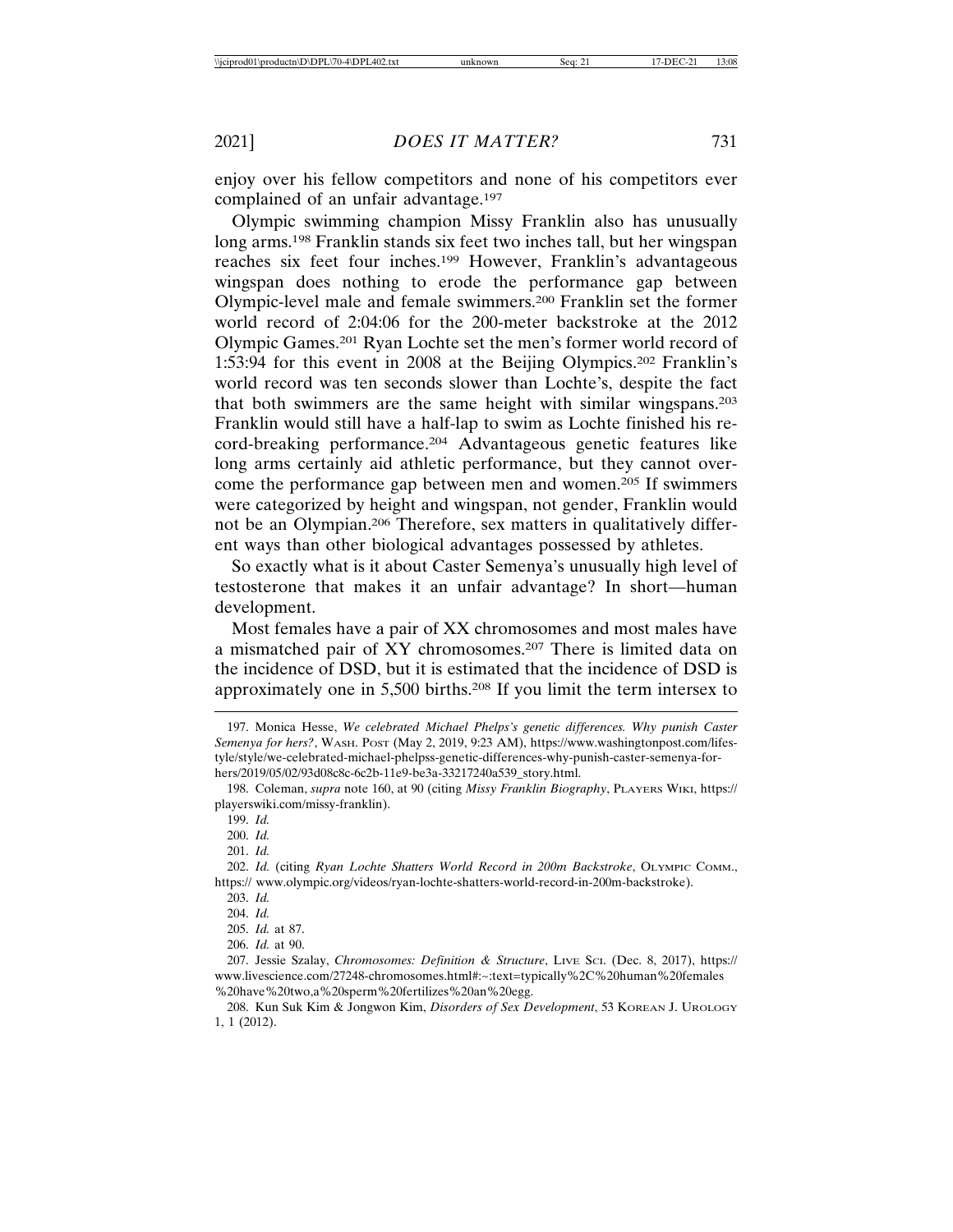enjoy over his fellow competitors and none of his competitors ever complained of an unfair advantage.[197]

Olympic swimming champion Missy Franklin also has unusually long arms.[198] Franklin stands six feet two inches tall, but her wingspan reaches six feet four inches.[199] However, Franklin's advantageous wingspan does nothing to erode the performance gap between Olympic-level male and female swimmers.[200] Franklin set the former world record of 2:04:06 for the 200-meter backstroke at the 2012 Olympic Games.[201] Ryan Lochte set the men's former world record of 1:53:94 for this event in 2008 at the Beijing Olympics.[202] Franklin's world record was ten seconds slower than Lochte's, despite the fact that both swimmers are the same height with similar wingspans.[203] Franklin would still have a half-lap to swim as Lochte finished his record-breaking performance.[204] Advantageous genetic features like long arms certainly aid athletic performance, but they cannot overcome the performance gap between men and women.[205] If swimmers were categorized by height and wingspan, not gender, Franklin would not be an Olympian.[206] Therefore, sex matters in qualitatively different ways than other biological advantages possessed by athletes.

So exactly what is it about Caster Semenya's unusually high level of testosterone that makes it an unfair advantage? In short—human development.

Most females have a pair of XX chromosomes and most males have a mismatched pair of XY chromosomes.[207] There is limited data on the incidence of DSD, but it is estimated that the incidence of DSD is approximately one in 5,500 births.[208] If you limit the term intersex to

---

197. Monica Hesse, *We celebrated Michael Phelps's genetic differences. Why punish Caster Semenya for hers?*, WASH. POST (May 2, 2019, 9:23 AM), https://www.washingtonpost.com/lifestyle/style/we-celebrated-michael-phelpss-genetic-differences-why-punish-caster-semenya-for-hers/2019/05/02/93d08c8c-6c2b-11e9-be3a-33217240a539_story.html.

198. Coleman, *supra* note 160, at 90 (citing *Missy Franklin Biography*, PLAYERS WIKI, https://playerswiki.com/missy-franklin).

199. *Id.*

200. *Id.*

201. *Id.*

202. *Id.* (citing *Ryan Lochte Shatters World Record in 200m Backstroke*, OLYMPIC COMM., https:// www.olympic.org/videos/ryan-lochte-shatters-world-record-in-200m-backstroke).

203. *Id.*

204. *Id.*

205. *Id.* at 87.

206. *Id.* at 90.

207. Jessie Szalay, *Chromosomes: Definition & Structure*, LIVE SCI. (Dec. 8, 2017), https://www.livescience.com/27248-chromosomes.html#:~:text=typically%2C%20human%20females%20have%20two,a%20sperm%20fertilizes%20an%20egg.

208. Kun Suk Kim & Jongwon Kim, *Disorders of Sex Development*, 53 KOREAN J. UROLOGY 1, 1 (2012).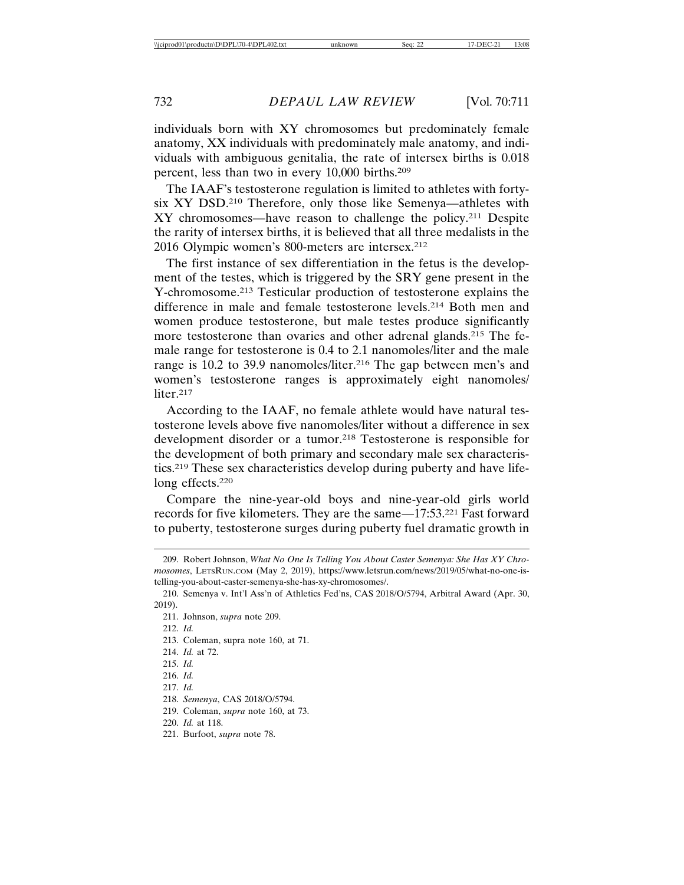individuals born with XY chromosomes but predominately female anatomy, XX individuals with predominately male anatomy, and individuals with ambiguous genitalia, the rate of intersex births is 0.018 percent, less than two in every 10,000 births.[209]

The IAAF's testosterone regulation is limited to athletes with forty-six XY DSD.[210] Therefore, only those like Semenya—athletes with XY chromosomes—have reason to challenge the policy.[211] Despite the rarity of intersex births, it is believed that all three medalists in the 2016 Olympic women's 800-meters are intersex.[212]

The first instance of sex differentiation in the fetus is the development of the testes, which is triggered by the SRY gene present in the Y-chromosome.[213] Testicular production of testosterone explains the difference in male and female testosterone levels.[214] Both men and women produce testosterone, but male testes produce significantly more testosterone than ovaries and other adrenal glands.[215] The female range for testosterone is 0.4 to 2.1 nanomoles/liter and the male range is 10.2 to 39.9 nanomoles/liter.[216] The gap between men's and women's testosterone ranges is approximately eight nanomoles/liter.[217]

According to the IAAF, no female athlete would have natural testosterone levels above five nanomoles/liter without a difference in sex development disorder or a tumor.[218] Testosterone is responsible for the development of both primary and secondary male sex characteristics.[219] These sex characteristics develop during puberty and have lifelong effects.[220]

Compare the nine-year-old boys and nine-year-old girls world records for five kilometers. They are the same—17:53.[221] Fast forward to puberty, testosterone surges during puberty fuel dramatic growth in

---

209. Robert Johnson, *What No One Is Telling You About Caster Semenya: She Has XY Chromosomes*, LETSRUN.COM (May 2, 2019), https://www.letsrun.com/news/2019/05/what-no-one-is-telling-you-about-caster-semenya-she-has-xy-chromosomes/.

210. Semenya v. Int'l Ass'n of Athletics Fed'ns, CAS 2018/O/5794, Arbitral Award (Apr. 30, 2019).

211. Johnson, *supra* note 209.

212. *Id.*

213. Coleman, supra note 160, at 71.

214. *Id.* at 72.

215. *Id.*

216. *Id.*

217. *Id.*

218. *Semenya*, CAS 2018/O/5794.

219. Coleman, *supra* note 160, at 73.

220. *Id.* at 118.

221. Burfoot, *supra* note 78.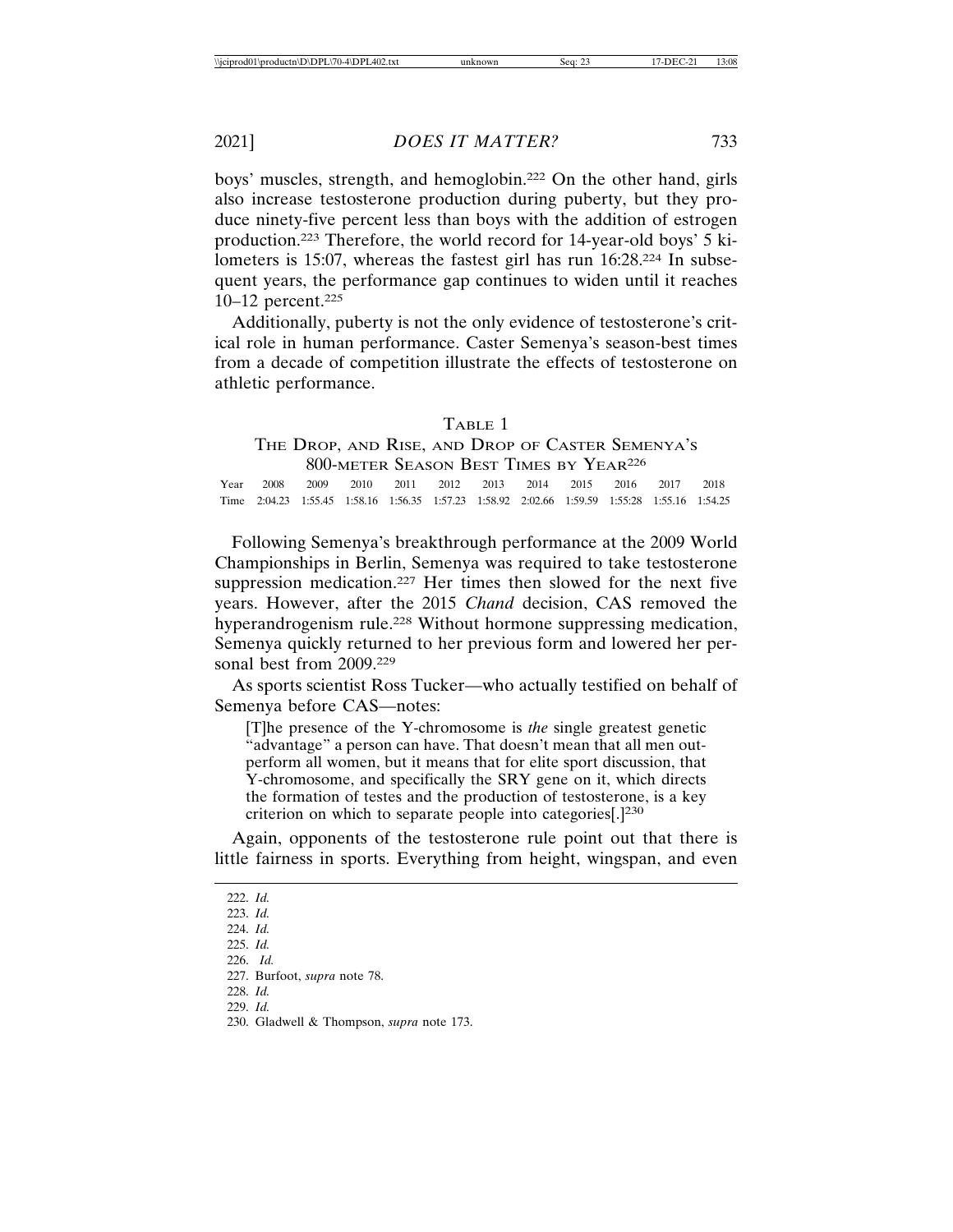boys' muscles, strength, and hemoglobin.[222] On the other hand, girls also increase testosterone production during puberty, but they produce ninety-five percent less than boys with the addition of estrogen production.[223] Therefore, the world record for 14-year-old boys' 5 kilometers is 15:07, whereas the fastest girl has run 16:28.[224] In subsequent years, the performance gap continues to widen until it reaches 10–12 percent.[225]

Additionally, puberty is not the only evidence of testosterone's critical role in human performance. Caster Semenya's season-best times from a decade of competition illustrate the effects of testosterone on athletic performance.

TABLE 1

THE DROP, AND RISE, AND DROP OF CASTER SEMENYA'S 800-METER SEASON BEST TIMES BY YEAR[226]

| Year | 2008 | 2009 | 2010 | 2011 | 2012 | 2013 | 2014 | 2015 | 2016 | 2017 | 2018 |
|---|---|---|---|---|---|---|---|---|---|---|---|
| Time | 2:04.23 | 1:55.45 | 1:58.16 | 1:56.35 | 1:57.23 | 1:58.92 | 2:02.66 | 1:59.59 | 1:55:28 | 1:55.16 | 1:54.25 |

Following Semenya's breakthrough performance at the 2009 World Championships in Berlin, Semenya was required to take testosterone suppression medication.[227] Her times then slowed for the next five years. However, after the 2015 *Chand* decision, CAS removed the hyperandrogenism rule.[228] Without hormone suppressing medication, Semenya quickly returned to her previous form and lowered her personal best from 2009.[229]

As sports scientist Ross Tucker—who actually testified on behalf of Semenya before CAS—notes:

> [T]he presence of the Y-chromosome is *the* single greatest genetic "advantage" a person can have. That doesn't mean that all men outperform all women, but it means that for elite sport discussion, that Y-chromosome, and specifically the SRY gene on it, which directs the formation of testes and the production of testosterone, is a key criterion on which to separate people into categories[.][230]

Again, opponents of the testosterone rule point out that there is little fairness in sports. Everything from height, wingspan, and even

---

222. *Id.*
223. *Id.*
224. *Id.*
225. *Id.*
226. *Id.*
227. Burfoot, *supra* note 78.
228. *Id.*
229. *Id.*
230. Gladwell & Thompson, *supra* note 173.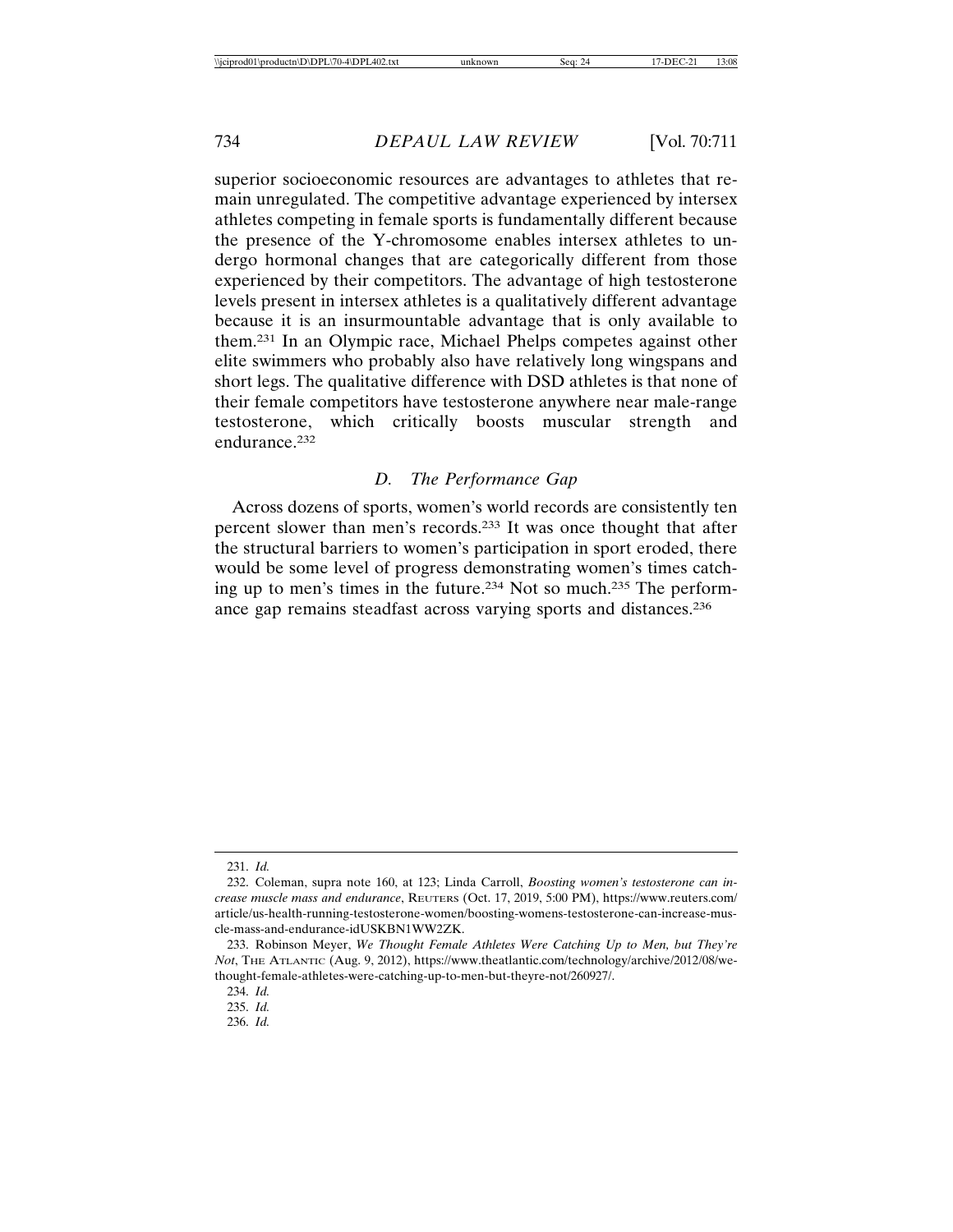superior socioeconomic resources are advantages to athletes that remain unregulated. The competitive advantage experienced by intersex athletes competing in female sports is fundamentally different because the presence of the Y-chromosome enables intersex athletes to undergo hormonal changes that are categorically different from those experienced by their competitors. The advantage of high testosterone levels present in intersex athletes is a qualitatively different advantage because it is an insurmountable advantage that is only available to them.[231] In an Olympic race, Michael Phelps competes against other elite swimmers who probably also have relatively long wingspans and short legs. The qualitative difference with DSD athletes is that none of their female competitors have testosterone anywhere near male-range testosterone, which critically boosts muscular strength and endurance.[232]

### *D. The Performance Gap*

Across dozens of sports, women's world records are consistently ten percent slower than men's records.[233] It was once thought that after the structural barriers to women's participation in sport eroded, there would be some level of progress demonstrating women's times catching up to men's times in the future.[234] Not so much.[235] The performance gap remains steadfast across varying sports and distances.[236]

---

231. *Id.*

232. Coleman, supra note 160, at 123; Linda Carroll, *Boosting women's testosterone can increase muscle mass and endurance*, REUTERS (Oct. 17, 2019, 5:00 PM), https://www.reuters.com/article/us-health-running-testosterone-women/boosting-womens-testosterone-can-increase-muscle-mass-and-endurance-idUSKBN1WW2ZK.

233. Robinson Meyer, *We Thought Female Athletes Were Catching Up to Men, but They're Not*, THE ATLANTIC (Aug. 9, 2012), https://www.theatlantic.com/technology/archive/2012/08/we-thought-female-athletes-were-catching-up-to-men-but-theyre-not/260927/.

234. *Id.*

235. *Id.*

236. *Id.*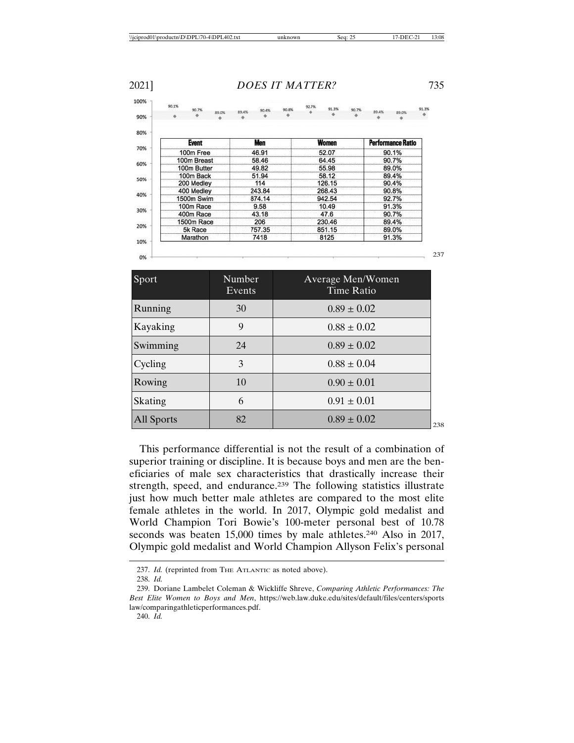| Event | Men | Women | Performance Ratio |
|---|---|---|---|
| 100m Free | 46.91 | 52.07 | 90.1% |
| 100m Breast | 58.46 | 64.45 | 90.7% |
| 100m Butter | 49.82 | 55.98 | 89.0% |
| 100m Back | 51.94 | 58.12 | 89.4% |
| 200 Medley | 114 | 126.15 | 90.4% |
| 400 Medley | 243.84 | 268.43 | 90.8% |
| 1500m Swim | 874.14 | 942.54 | 92.7% |
| 100m Race | 9.58 | 10.49 | 91.3% |
| 400m Race | 43.18 | 47.6 | 90.7% |
| 1500m Race | 206 | 230.46 | 89.4% |
| 5k Race | 757.35 | 851.15 | 89.0% |
| Marathon | 7418 | 8125 | 91.3% |

[237]

| Sport | Number Events | Average Men/Women Time Ratio |
|---|---|---|
| Running | 30 | $0.89 \pm 0.02$ |
| Kayaking | 9 | $0.88 \pm 0.02$ |
| Swimming | 24 | $0.89 \pm 0.02$ |
| Cycling | 3 | $0.88 \pm 0.04$ |
| Rowing | 10 | $0.90 \pm 0.01$ |
| Skating | 6 | $0.91 \pm 0.01$ |
| All Sports | 82 | $0.89 \pm 0.02$ |

[238]

This performance differential is not the result of a combination of superior training or discipline. It is because boys and men are the beneficiaries of male sex characteristics that drastically increase their strength, speed, and endurance.[239] The following statistics illustrate just how much better male athletes are compared to the most elite female athletes in the world. In 2017, Olympic gold medalist and World Champion Tori Bowie's 100-meter personal best of 10.78 seconds was beaten 15,000 times by male athletes.[240] Also in 2017, Olympic gold medalist and World Champion Allyson Felix's personal

237. *Id.* (reprinted from THE ATLANTIC as noted above).

238. *Id.*

239. Doriane Lambelet Coleman & Wickliffe Shreve, *Comparing Athletic Performances: The Best Elite Women to Boys and Men*, https://web.law.duke.edu/sites/default/files/centers/sportslaw/comparingathleticperformances.pdf.

240. *Id.*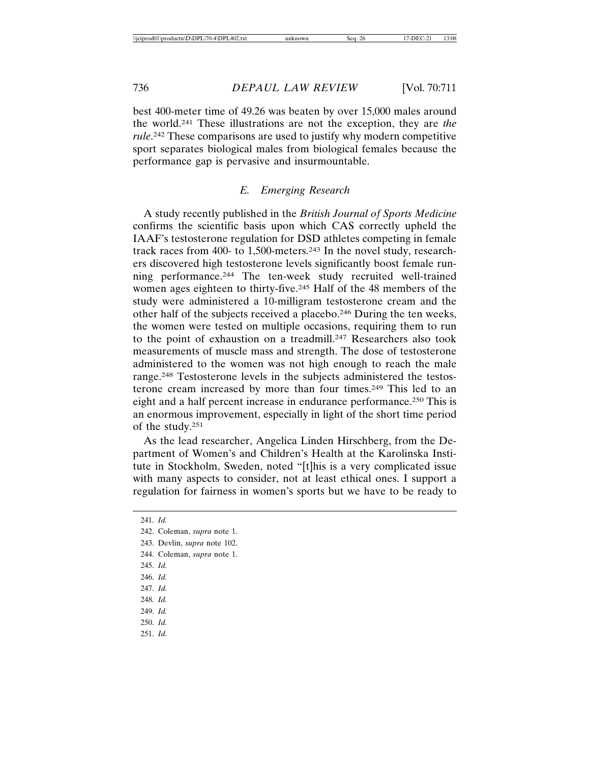best 400-meter time of 49.26 was beaten by over 15,000 males around the world.[241] These illustrations are not the exception, they are *the rule*.[242] These comparisons are used to justify why modern competitive sport separates biological males from biological females because the performance gap is pervasive and insurmountable.

### *E. Emerging Research*

A study recently published in the *British Journal of Sports Medicine* confirms the scientific basis upon which CAS correctly upheld the IAAF's testosterone regulation for DSD athletes competing in female track races from 400- to 1,500-meters.[243] In the novel study, researchers discovered high testosterone levels significantly boost female running performance.[244] The ten-week study recruited well-trained women ages eighteen to thirty-five.[245] Half of the 48 members of the study were administered a 10-milligram testosterone cream and the other half of the subjects received a placebo.[246] During the ten weeks, the women were tested on multiple occasions, requiring them to run to the point of exhaustion on a treadmill.[247] Researchers also took measurements of muscle mass and strength. The dose of testosterone administered to the women was not high enough to reach the male range.[248] Testosterone levels in the subjects administered the testosterone cream increased by more than four times.[249] This led to an eight and a half percent increase in endurance performance.[250] This is an enormous improvement, especially in light of the short time period of the study.[251]

As the lead researcher, Angelica Linden Hirschberg, from the Department of Women's and Children's Health at the Karolinska Institute in Stockholm, Sweden, noted "[t]his is a very complicated issue with many aspects to consider, not at least ethical ones. I support a regulation for fairness in women's sports but we have to be ready to

---

241. *Id.*
242. Coleman, *supra* note 1.
243. Devlin, *supra* note 102.
244. Coleman, *supra* note 1.
245. *Id.*
246. *Id.*
247. *Id.*
248. *Id.*
249. *Id.*
250. *Id.*
251. *Id.*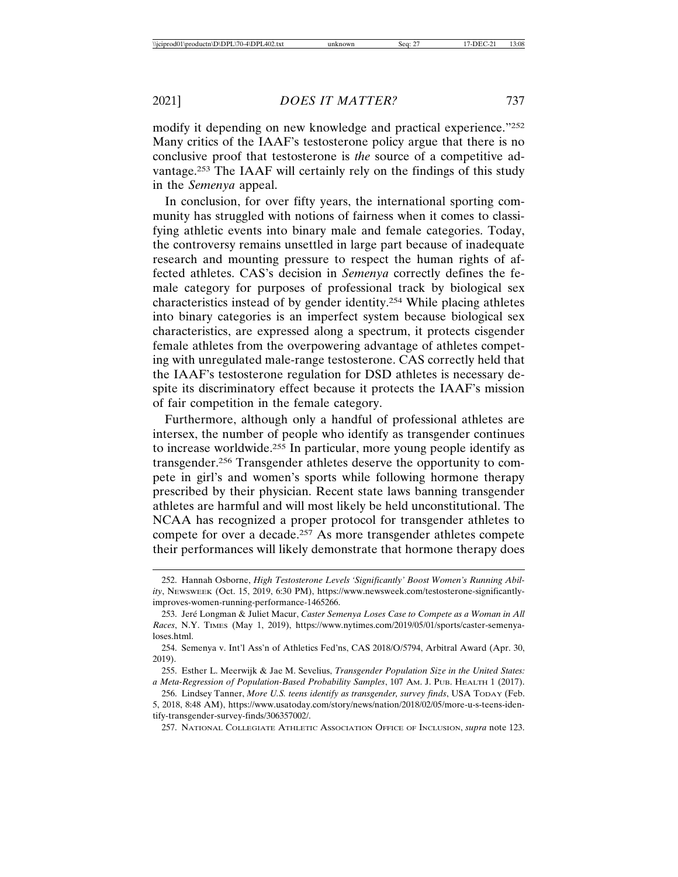modify it depending on new knowledge and practical experience."[252] Many critics of the IAAF's testosterone policy argue that there is no conclusive proof that testosterone is *the* source of a competitive advantage.[253] The IAAF will certainly rely on the findings of this study in the *Semenya* appeal.

In conclusion, for over fifty years, the international sporting community has struggled with notions of fairness when it comes to classifying athletic events into binary male and female categories. Today, the controversy remains unsettled in large part because of inadequate research and mounting pressure to respect the human rights of affected athletes. CAS's decision in *Semenya* correctly defines the female category for purposes of professional track by biological sex characteristics instead of by gender identity.[254] While placing athletes into binary categories is an imperfect system because biological sex characteristics, are expressed along a spectrum, it protects cisgender female athletes from the overpowering advantage of athletes competing with unregulated male-range testosterone. CAS correctly held that the IAAF's testosterone regulation for DSD athletes is necessary despite its discriminatory effect because it protects the IAAF's mission of fair competition in the female category.

Furthermore, although only a handful of professional athletes are intersex, the number of people who identify as transgender continues to increase worldwide.[255] In particular, more young people identify as transgender.[256] Transgender athletes deserve the opportunity to compete in girl's and women's sports while following hormone therapy prescribed by their physician. Recent state laws banning transgender athletes are harmful and will most likely be held unconstitutional. The NCAA has recognized a proper protocol for transgender athletes to compete for over a decade.[257] As more transgender athletes compete their performances will likely demonstrate that hormone therapy does

---

252. Hannah Osborne, *High Testosterone Levels 'Significantly' Boost Women's Running Ability*, NEWSWEEK (Oct. 15, 2019, 6:30 PM), https://www.newsweek.com/testosterone-significantly-improves-women-running-performance-1465266.

253. Jeré Longman & Juliet Macur, *Caster Semenya Loses Case to Compete as a Woman in All Races*, N.Y. TIMES (May 1, 2019), https://www.nytimes.com/2019/05/01/sports/caster-semenya-loses.html.

254. Semenya v. Int'l Ass'n of Athletics Fed'ns, CAS 2018/O/5794, Arbitral Award (Apr. 30, 2019).

255. Esther L. Meerwijk & Jae M. Sevelius, *Transgender Population Size in the United States: a Meta-Regression of Population-Based Probability Samples*, 107 AM. J. PUB. HEALTH 1 (2017).

256. Lindsey Tanner, *More U.S. teens identify as transgender, survey finds*, USA TODAY (Feb. 5, 2018, 8:48 AM), https://www.usatoday.com/story/news/nation/2018/02/05/more-u-s-teens-identify-transgender-survey-finds/306357002/.

257. NATIONAL COLLEGIATE ATHLETIC ASSOCIATION OFFICE OF INCLUSION, *supra* note 123.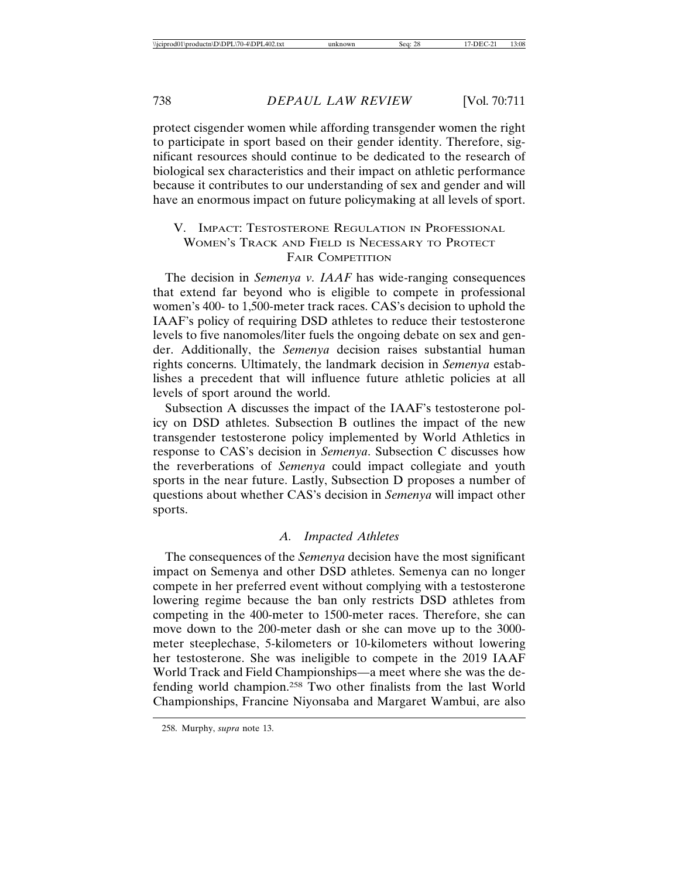protect cisgender women while affording transgender women the right to participate in sport based on their gender identity. Therefore, significant resources should continue to be dedicated to the research of biological sex characteristics and their impact on athletic performance because it contributes to our understanding of sex and gender and will have an enormous impact on future policymaking at all levels of sport.

## V. Impact: Testosterone Regulation in Professional Women's Track and Field is Necessary to Protect Fair Competition

The decision in *Semenya v. IAAF* has wide-ranging consequences that extend far beyond who is eligible to compete in professional women's 400- to 1,500-meter track races. CAS's decision to uphold the IAAF's policy of requiring DSD athletes to reduce their testosterone levels to five nanomoles/liter fuels the ongoing debate on sex and gender. Additionally, the *Semenya* decision raises substantial human rights concerns. Ultimately, the landmark decision in *Semenya* establishes a precedent that will influence future athletic policies at all levels of sport around the world.

Subsection A discusses the impact of the IAAF's testosterone policy on DSD athletes. Subsection B outlines the impact of the new transgender testosterone policy implemented by World Athletics in response to CAS's decision in *Semenya*. Subsection C discusses how the reverberations of *Semenya* could impact collegiate and youth sports in the near future. Lastly, Subsection D proposes a number of questions about whether CAS's decision in *Semenya* will impact other sports.

### A. Impacted Athletes

The consequences of the *Semenya* decision have the most significant impact on Semenya and other DSD athletes. Semenya can no longer compete in her preferred event without complying with a testosterone lowering regime because the ban only restricts DSD athletes from competing in the 400-meter to 1500-meter races. Therefore, she can move down to the 200-meter dash or she can move up to the 3000-meter steeplechase, 5-kilometers or 10-kilometers without lowering her testosterone. She was ineligible to compete in the 2019 IAAF World Track and Field Championships—a meet where she was the defending world champion.[258] Two other finalists from the last World Championships, Francine Niyonsaba and Margaret Wambui, are also

258. Murphy, *supra* note 13.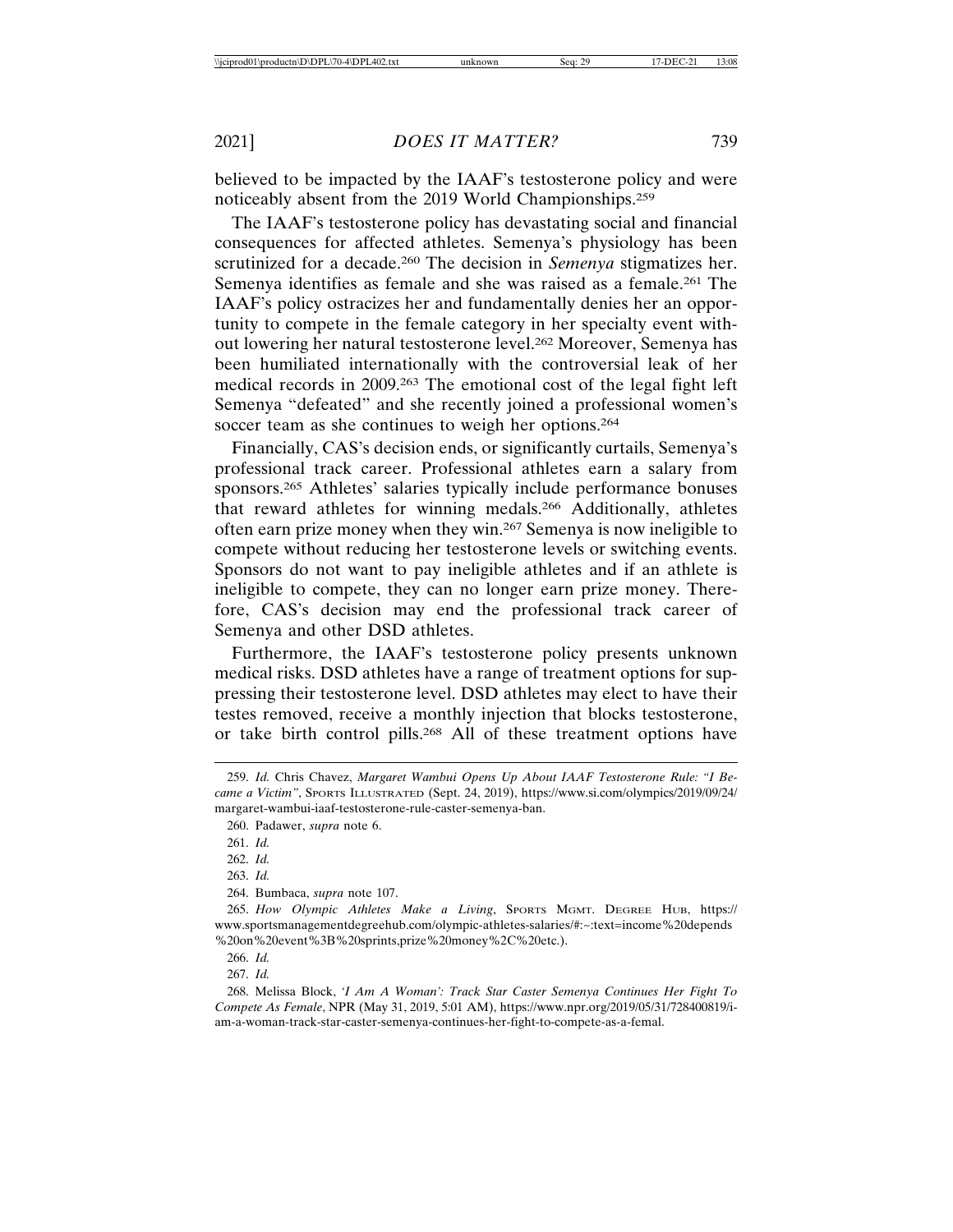believed to be impacted by the IAAF's testosterone policy and were noticeably absent from the 2019 World Championships.[259]

The IAAF's testosterone policy has devastating social and financial consequences for affected athletes. Semenya's physiology has been scrutinized for a decade.[260] The decision in *Semenya* stigmatizes her. Semenya identifies as female and she was raised as a female.[261] The IAAF's policy ostracizes her and fundamentally denies her an opportunity to compete in the female category in her specialty event without lowering her natural testosterone level.[262] Moreover, Semenya has been humiliated internationally with the controversial leak of her medical records in 2009.[263] The emotional cost of the legal fight left Semenya "defeated" and she recently joined a professional women's soccer team as she continues to weigh her options.[264]

Financially, CAS's decision ends, or significantly curtails, Semenya's professional track career. Professional athletes earn a salary from sponsors.[265] Athletes' salaries typically include performance bonuses that reward athletes for winning medals.[266] Additionally, athletes often earn prize money when they win.[267] Semenya is now ineligible to compete without reducing her testosterone levels or switching events. Sponsors do not want to pay ineligible athletes and if an athlete is ineligible to compete, they can no longer earn prize money. Therefore, CAS's decision may end the professional track career of Semenya and other DSD athletes.

Furthermore, the IAAF's testosterone policy presents unknown medical risks. DSD athletes have a range of treatment options for suppressing their testosterone level. DSD athletes may elect to have their testes removed, receive a monthly injection that blocks testosterone, or take birth control pills.[268] All of these treatment options have

---

259. *Id.* Chris Chavez, *Margaret Wambui Opens Up About IAAF Testosterone Rule: "I Became a Victim"*, Sports Illustrated (Sept. 24, 2019), https://www.si.com/olympics/2019/09/24/margaret-wambui-iaaf-testosterone-rule-caster-semenya-ban.

260. Padawer, *supra* note 6.

261. *Id.*

262. *Id.*

263. *Id.*

264. Bumbaca, *supra* note 107.

265. *How Olympic Athletes Make a Living*, Sports Mgmt. Degree Hub, https://www.sportsmanagementdegreehub.com/olympic-athletes-salaries/#:~:text=income%20depends%20on%20event%3B%20sprints,prize%20money%2C%20etc.).

266. *Id.*

267. *Id.*

268. Melissa Block, *'I Am A Woman': Track Star Caster Semenya Continues Her Fight To Compete As Female*, NPR (May 31, 2019, 5:01 AM), https://www.npr.org/2019/05/31/728400819/i-am-a-woman-track-star-caster-semenya-continues-her-fight-to-compete-as-a-femal.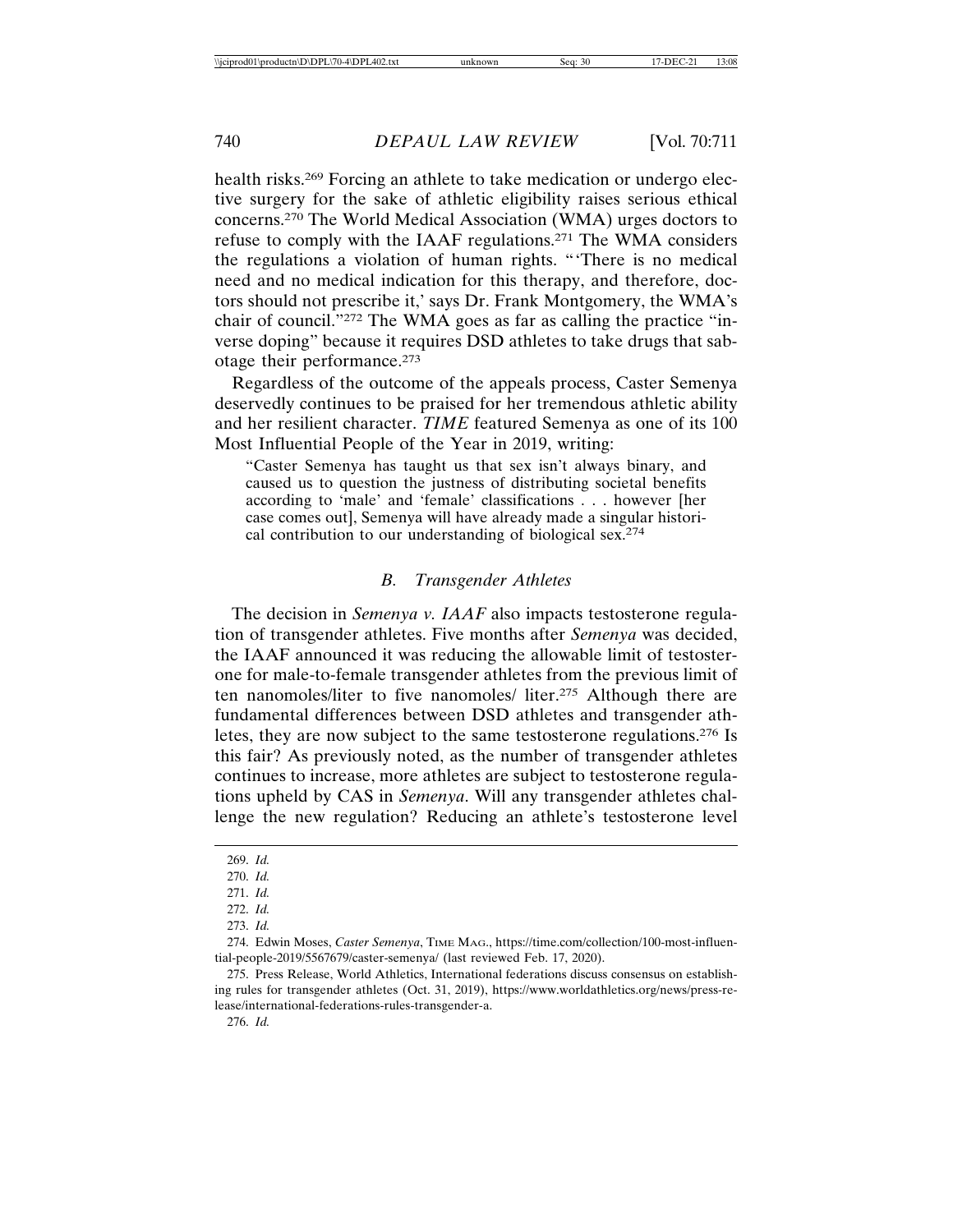health risks.[269] Forcing an athlete to take medication or undergo elective surgery for the sake of athletic eligibility raises serious ethical concerns.[270] The World Medical Association (WMA) urges doctors to refuse to comply with the IAAF regulations.[271] The WMA considers the regulations a violation of human rights. "'There is no medical need and no medical indication for this therapy, and therefore, doctors should not prescribe it,' says Dr. Frank Montgomery, the WMA's chair of council."[272] The WMA goes as far as calling the practice "inverse doping" because it requires DSD athletes to take drugs that sabotage their performance.[273]

Regardless of the outcome of the appeals process, Caster Semenya deservedly continues to be praised for her tremendous athletic ability and her resilient character. *TIME* featured Semenya as one of its 100 Most Influential People of the Year in 2019, writing:

> "Caster Semenya has taught us that sex isn't always binary, and caused us to question the justness of distributing societal benefits according to 'male' and 'female' classifications . . . however [her case comes out], Semenya will have already made a singular historical contribution to our understanding of biological sex.[274]

### *B. Transgender Athletes*

The decision in *Semenya v. IAAF* also impacts testosterone regulation of transgender athletes. Five months after *Semenya* was decided, the IAAF announced it was reducing the allowable limit of testosterone for male-to-female transgender athletes from the previous limit of ten nanomoles/liter to five nanomoles/ liter.[275] Although there are fundamental differences between DSD athletes and transgender athletes, they are now subject to the same testosterone regulations.[276] Is this fair? As previously noted, as the number of transgender athletes continues to increase, more athletes are subject to testosterone regulations upheld by CAS in *Semenya*. Will any transgender athletes challenge the new regulation? Reducing an athlete's testosterone level

---

269. *Id.*

270. *Id.*

271. *Id.*

272. *Id.*

273. *Id.*

274. Edwin Moses, *Caster Semenya*, TIME MAG., https://time.com/collection/100-most-influential-people-2019/5567679/caster-semenya/ (last reviewed Feb. 17, 2020).

275. Press Release, World Athletics, International federations discuss consensus on establishing rules for transgender athletes (Oct. 31, 2019), https://www.worldathletics.org/news/press-release/international-federations-rules-transgender-a.

276. *Id.*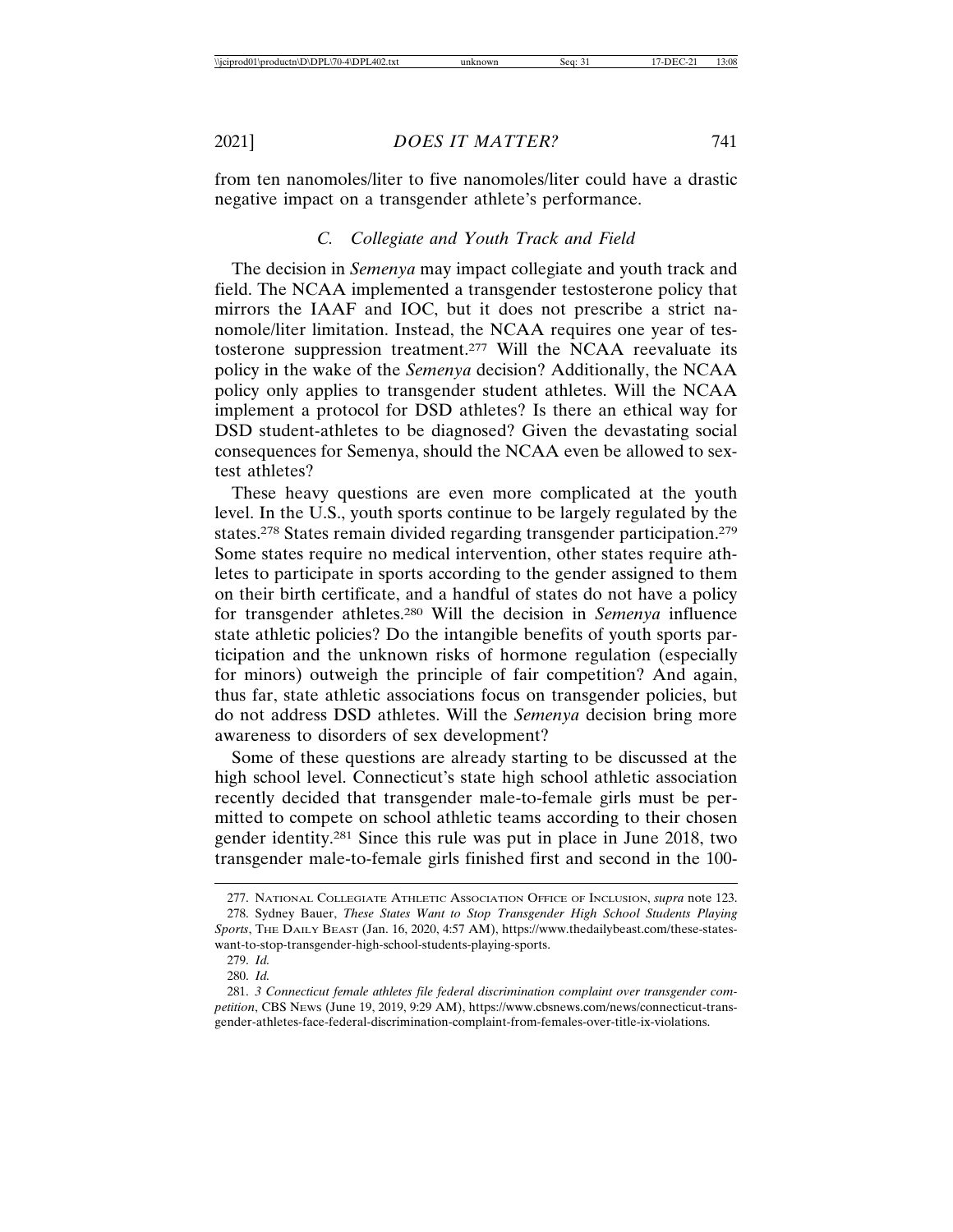from ten nanomoles/liter to five nanomoles/liter could have a drastic negative impact on a transgender athlete's performance.

### C. Collegiate and Youth Track and Field

The decision in *Semenya* may impact collegiate and youth track and field. The NCAA implemented a transgender testosterone policy that mirrors the IAAF and IOC, but it does not prescribe a strict nanomole/liter limitation. Instead, the NCAA requires one year of testosterone suppression treatment.[277] Will the NCAA reevaluate its policy in the wake of the *Semenya* decision? Additionally, the NCAA policy only applies to transgender student athletes. Will the NCAA implement a protocol for DSD athletes? Is there an ethical way for DSD student-athletes to be diagnosed? Given the devastating social consequences for Semenya, should the NCAA even be allowed to sex-test athletes?

These heavy questions are even more complicated at the youth level. In the U.S., youth sports continue to be largely regulated by the states.[278] States remain divided regarding transgender participation.[279] Some states require no medical intervention, other states require athletes to participate in sports according to the gender assigned to them on their birth certificate, and a handful of states do not have a policy for transgender athletes.[280] Will the decision in *Semenya* influence state athletic policies? Do the intangible benefits of youth sports participation and the unknown risks of hormone regulation (especially for minors) outweigh the principle of fair competition? And again, thus far, state athletic associations focus on transgender policies, but do not address DSD athletes. Will the *Semenya* decision bring more awareness to disorders of sex development?

Some of these questions are already starting to be discussed at the high school level. Connecticut's state high school athletic association recently decided that transgender male-to-female girls must be permitted to compete on school athletic teams according to their chosen gender identity.[281] Since this rule was put in place in June 2018, two transgender male-to-female girls finished first and second in the 100-

---

277. National Collegiate Athletic Association Office of Inclusion, *supra* note 123.

278. Sydney Bauer, *These States Want to Stop Transgender High School Students Playing Sports*, The Daily Beast (Jan. 16, 2020, 4:57 AM), https://www.thedailybeast.com/these-states-want-to-stop-transgender-high-school-students-playing-sports.

279. *Id.*

280. *Id.*

281. *3 Connecticut female athletes file federal discrimination complaint over transgender competition*, CBS News (June 19, 2019, 9:29 AM), https://www.cbsnews.com/news/connecticut-transgender-athletes-face-federal-discrimination-complaint-from-females-over-title-ix-violations.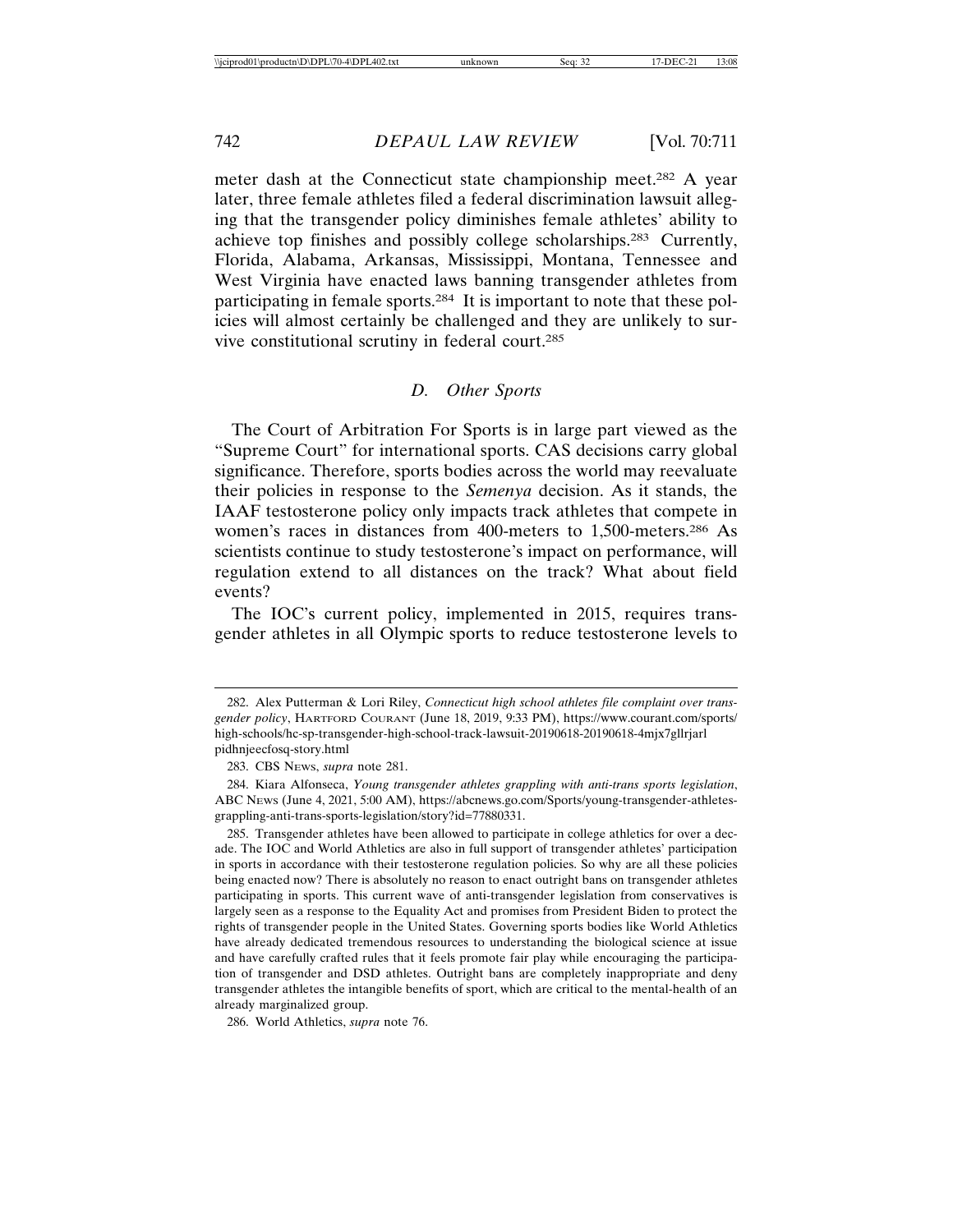meter dash at the Connecticut state championship meet.[282] A year later, three female athletes filed a federal discrimination lawsuit alleging that the transgender policy diminishes female athletes' ability to achieve top finishes and possibly college scholarships.[283] Currently, Florida, Alabama, Arkansas, Mississippi, Montana, Tennessee and West Virginia have enacted laws banning transgender athletes from participating in female sports.[284] It is important to note that these policies will almost certainly be challenged and they are unlikely to survive constitutional scrutiny in federal court.[285]

### *D. Other Sports*

The Court of Arbitration For Sports is in large part viewed as the "Supreme Court" for international sports. CAS decisions carry global significance. Therefore, sports bodies across the world may reevaluate their policies in response to the *Semenya* decision. As it stands, the IAAF testosterone policy only impacts track athletes that compete in women's races in distances from 400-meters to 1,500-meters.[286] As scientists continue to study testosterone's impact on performance, will regulation extend to all distances on the track? What about field events?

The IOC's current policy, implemented in 2015, requires transgender athletes in all Olympic sports to reduce testosterone levels to

---

282. Alex Putterman & Lori Riley, *Connecticut high school athletes file complaint over transgender policy*, HARTFORD COURANT (June 18, 2019, 9:33 PM), https://www.courant.com/sports/high-schools/hc-sp-transgender-high-school-track-lawsuit-20190618-20190618-4mjx7gllrjarlpidhnjeecfosq-story.html

283. CBS NEWS, *supra* note 281.

284. Kiara Alfonseca, *Young transgender athletes grappling with anti-trans sports legislation*, ABC NEWS (June 4, 2021, 5:00 AM), https://abcnews.go.com/Sports/young-transgender-athletes-grappling-anti-trans-sports-legislation/story?id=77880331.

285. Transgender athletes have been allowed to participate in college athletics for over a decade. The IOC and World Athletics are also in full support of transgender athletes' participation in sports in accordance with their testosterone regulation policies. So why are all these policies being enacted now? There is absolutely no reason to enact outright bans on transgender athletes participating in sports. This current wave of anti-transgender legislation from conservatives is largely seen as a response to the Equality Act and promises from President Biden to protect the rights of transgender people in the United States. Governing sports bodies like World Athletics have already dedicated tremendous resources to understanding the biological science at issue and have carefully crafted rules that it feels promote fair play while encouraging the participation of transgender and DSD athletes. Outright bans are completely inappropriate and deny transgender athletes the intangible benefits of sport, which are critical to the mental-health of an already marginalized group.

286. World Athletics, *supra* note 76.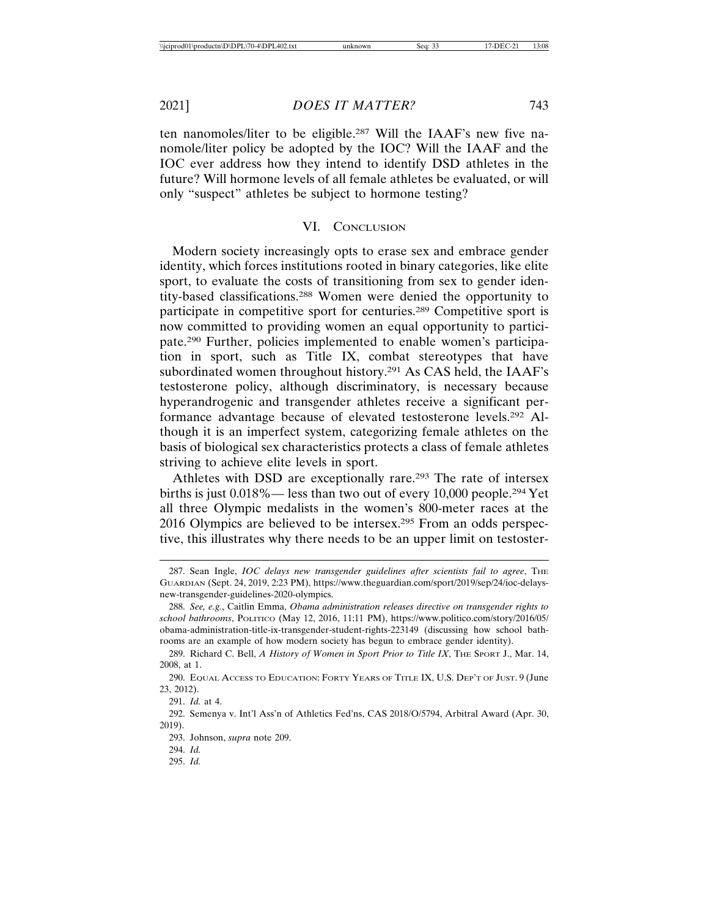ten nanomoles/liter to be eligible.[287] Will the IAAF's new five nanomole/liter policy be adopted by the IOC? Will the IAAF and the IOC ever address how they intend to identify DSD athletes in the future? Will hormone levels of all female athletes be evaluated, or will only "suspect" athletes be subject to hormone testing?

## VI. Conclusion

Modern society increasingly opts to erase sex and embrace gender identity, which forces institutions rooted in binary categories, like elite sport, to evaluate the costs of transitioning from sex to gender identity-based classifications.[288] Women were denied the opportunity to participate in competitive sport for centuries.[289] Competitive sport is now committed to providing women an equal opportunity to participate.[290] Further, policies implemented to enable women's participation in sport, such as Title IX, combat stereotypes that have subordinated women throughout history.[291] As CAS held, the IAAF's testosterone policy, although discriminatory, is necessary because hyperandrogenic and transgender athletes receive a significant performance advantage because of elevated testosterone levels.[292] Although it is an imperfect system, categorizing female athletes on the basis of biological sex characteristics protects a class of female athletes striving to achieve elite levels in sport.

Athletes with DSD are exceptionally rare.[293] The rate of intersex births is just 0.018%— less than two out of every 10,000 people.[294] Yet all three Olympic medalists in the women's 800-meter races at the 2016 Olympics are believed to be intersex.[295] From an odds perspective, this illustrates why there needs to be an upper limit on testoster-

---

287. Sean Ingle, *IOC delays new transgender guidelines after scientists fail to agree*, The Guardian (Sept. 24, 2019, 2:23 PM), https://www.theguardian.com/sport/2019/sep/24/ioc-delays-new-transgender-guidelines-2020-olympics.

288. *See, e.g.*, Caitlin Emma, *Obama administration releases directive on transgender rights to school bathrooms*, Politico (May 12, 2016, 11:11 PM), https://www.politico.com/story/2016/05/obama-administration-title-ix-transgender-student-rights-223149 (discussing how school bathrooms are an example of how modern society has begun to embrace gender identity).

289. Richard C. Bell, *A History of Women in Sport Prior to Title IX*, The Sport J., Mar. 14, 2008, at 1.

290. Equal Access to Education: Forty Years of Title IX, U.S. Dep't of Just. 9 (June 23, 2012).

291. *Id.* at 4.

292. Semenya v. Int'l Ass'n of Athletics Fed'ns, CAS 2018/O/5794, Arbitral Award (Apr. 30, 2019).

293. Johnson, *supra* note 209.

294. *Id.*

295. *Id.*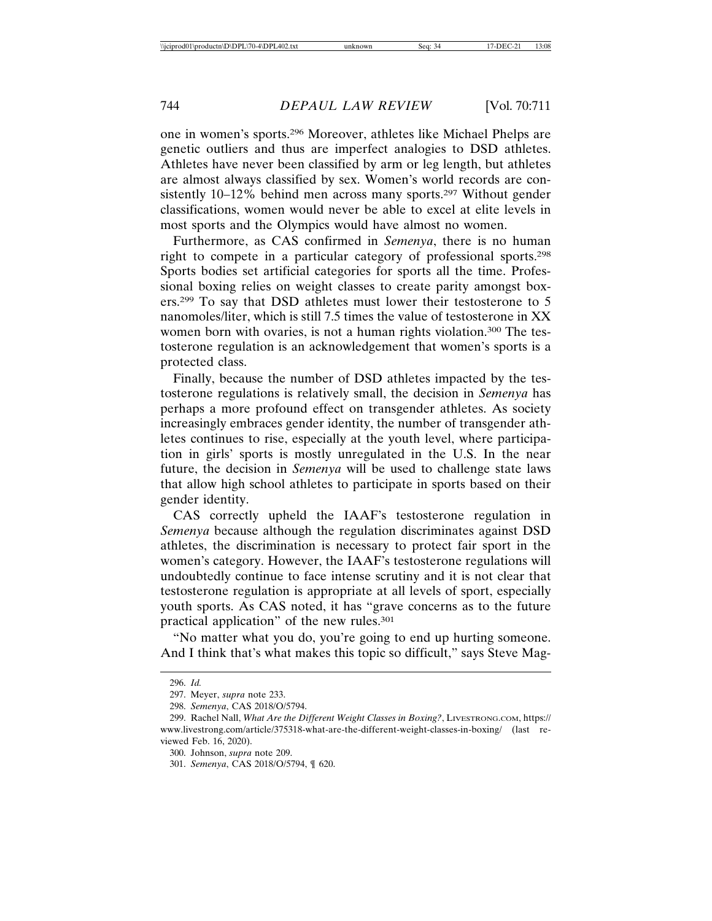one in women's sports.[296] Moreover, athletes like Michael Phelps are genetic outliers and thus are imperfect analogies to DSD athletes. Athletes have never been classified by arm or leg length, but athletes are almost always classified by sex. Women's world records are consistently 10–12% behind men across many sports.[297] Without gender classifications, women would never be able to excel at elite levels in most sports and the Olympics would have almost no women.

Furthermore, as CAS confirmed in *Semenya*, there is no human right to compete in a particular category of professional sports.[298] Sports bodies set artificial categories for sports all the time. Professional boxing relies on weight classes to create parity amongst boxers.[299] To say that DSD athletes must lower their testosterone to 5 nanomoles/liter, which is still 7.5 times the value of testosterone in XX women born with ovaries, is not a human rights violation.[300] The testosterone regulation is an acknowledgement that women's sports is a protected class.

Finally, because the number of DSD athletes impacted by the testosterone regulations is relatively small, the decision in *Semenya* has perhaps a more profound effect on transgender athletes. As society increasingly embraces gender identity, the number of transgender athletes continues to rise, especially at the youth level, where participation in girls' sports is mostly unregulated in the U.S. In the near future, the decision in *Semenya* will be used to challenge state laws that allow high school athletes to participate in sports based on their gender identity.

CAS correctly upheld the IAAF's testosterone regulation in *Semenya* because although the regulation discriminates against DSD athletes, the discrimination is necessary to protect fair sport in the women's category. However, the IAAF's testosterone regulations will undoubtedly continue to face intense scrutiny and it is not clear that testosterone regulation is appropriate at all levels of sport, especially youth sports. As CAS noted, it has "grave concerns as to the future practical application" of the new rules.[301]

"No matter what you do, you're going to end up hurting someone. And I think that's what makes this topic so difficult," says Steve Mag-

---

296. *Id.*

297. Meyer, *supra* note 233.

298. *Semenya*, CAS 2018/O/5794.

299. Rachel Nall, *What Are the Different Weight Classes in Boxing?*, LIVESTRONG.COM, https://www.livestrong.com/article/375318-what-are-the-different-weight-classes-in-boxing/ (last reviewed Feb. 16, 2020).

300. Johnson, *supra* note 209.

301. *Semenya*, CAS 2018/O/5794, ¶ 620.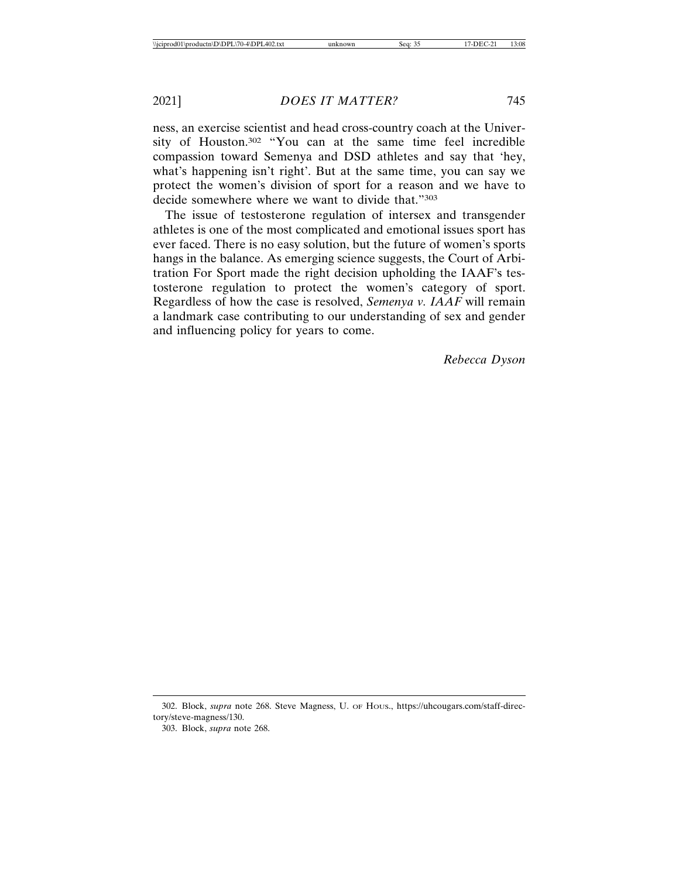ness, an exercise scientist and head cross-country coach at the University of Houston.[302] "You can at the same time feel incredible compassion toward Semenya and DSD athletes and say that 'hey, what's happening isn't right'. But at the same time, you can say we protect the women's division of sport for a reason and we have to decide somewhere where we want to divide that."[303]

The issue of testosterone regulation of intersex and transgender athletes is one of the most complicated and emotional issues sport has ever faced. There is no easy solution, but the future of women's sports hangs in the balance. As emerging science suggests, the Court of Arbitration For Sport made the right decision upholding the IAAF's testosterone regulation to protect the women's category of sport. Regardless of how the case is resolved, *Semenya v. IAAF* will remain a landmark case contributing to our understanding of sex and gender and influencing policy for years to come.

*Rebecca Dyson*

---

302. Block, *supra* note 268. Steve Magness, U. OF HOUS., https://uhcougars.com/staff-directory/steve-magness/130.

303. Block, *supra* note 268.